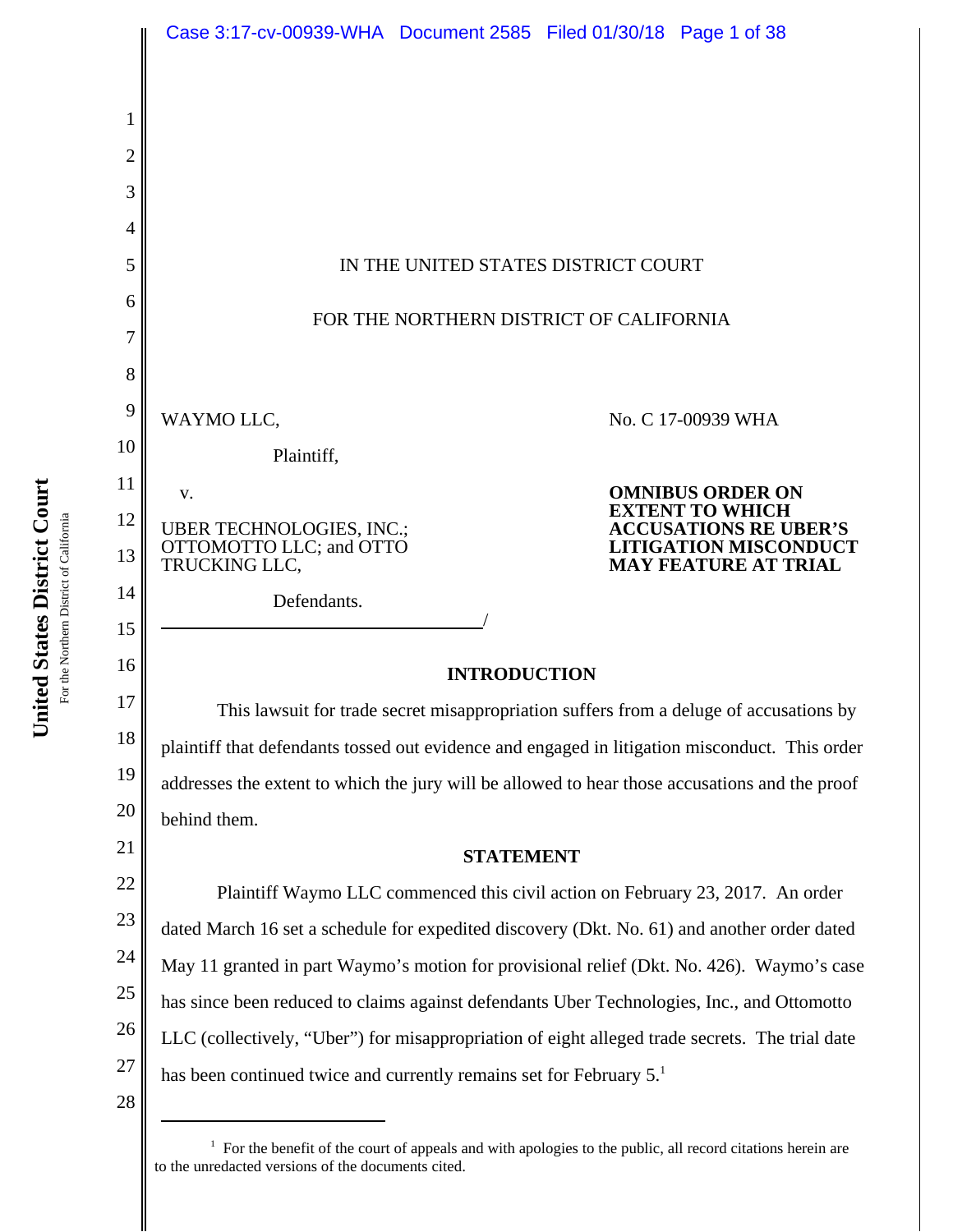IN THE UNITED STATES DISTRICT COURT

FOR THE NORTHERN DISTRICT OF CALIFORNIA

WAYMO LLC,

Plaintiff,

v.

UBER TECHNOLOGIES, INC.; OTTOMOTTO LLC; and OTTO TRUCKING LLC,

Defendants.

No. C 17-00939 WHA

**OMNIBUS ORDER ON EXTENT TO WHICH ACCUSATIONS RE UBER'S LITIGATION MISCONDUCT MAY FEATURE AT TRIAL**

## INTRODUCTION

This lawsuit for trade secret misappropriation suffers from a deluge of accusations by plaintiff that defendants tossed out evidence and engaged in litigation misconduct. This order addresses the extent to which the jury will be allowed to hear those accusations and the proof behind them.

## STATEMENT

Plaintiff Waymo LLC commenced this civil action on February 23, 2017. An order dated March 16 set a schedule for expedited discovery (Dkt. No. 61) and another order dated May 11 granted in part Waymo's motion for provisional relief (Dkt. No. 426). Waymo's case has since been reduced to claims against defendants Uber Technologies, Inc., and Ottomotto LLC (collectively, "Uber") for misappropriation of eight alleged trade secrets. The trial date has been continued twice and currently remains set for February 5.[1]

[1] For the benefit of the court of appeals and with apologies to the public, all record citations herein are to the unredacted versions of the documents cited.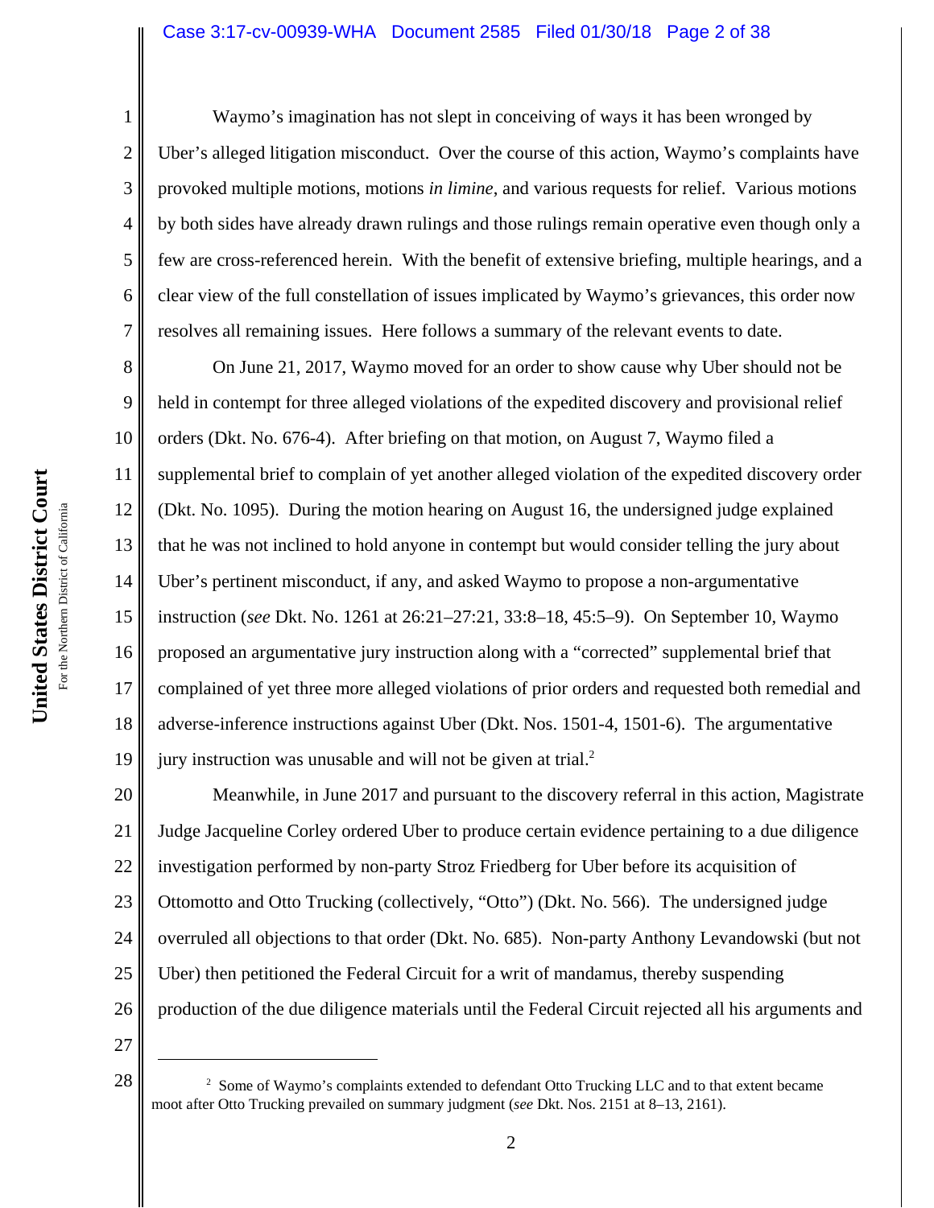Waymo's imagination has not slept in conceiving of ways it has been wronged by Uber's alleged litigation misconduct. Over the course of this action, Waymo's complaints have provoked multiple motions, motions *in limine*, and various requests for relief. Various motions by both sides have already drawn rulings and those rulings remain operative even though only a few are cross-referenced herein. With the benefit of extensive briefing, multiple hearings, and a clear view of the full constellation of issues implicated by Waymo's grievances, this order now resolves all remaining issues. Here follows a summary of the relevant events to date.

On June 21, 2017, Waymo moved for an order to show cause why Uber should not be held in contempt for three alleged violations of the expedited discovery and provisional relief orders (Dkt. No. 676-4). After briefing on that motion, on August 7, Waymo filed a supplemental brief to complain of yet another alleged violation of the expedited discovery order (Dkt. No. 1095). During the motion hearing on August 16, the undersigned judge explained that he was not inclined to hold anyone in contempt but would consider telling the jury about Uber's pertinent misconduct, if any, and asked Waymo to propose a non-argumentative instruction (*see* Dkt. No. 1261 at 26:21–27:21, 33:8–18, 45:5–9). On September 10, Waymo proposed an argumentative jury instruction along with a "corrected" supplemental brief that complained of yet three more alleged violations of prior orders and requested both remedial and adverse-inference instructions against Uber (Dkt. Nos. 1501-4, 1501-6). The argumentative jury instruction was unusable and will not be given at trial.[2]

Meanwhile, in June 2017 and pursuant to the discovery referral in this action, Magistrate Judge Jacqueline Corley ordered Uber to produce certain evidence pertaining to a due diligence investigation performed by non-party Stroz Friedberg for Uber before its acquisition of Ottomotto and Otto Trucking (collectively, "Otto") (Dkt. No. 566). The undersigned judge overruled all objections to that order (Dkt. No. 685). Non-party Anthony Levandowski (but not Uber) then petitioned the Federal Circuit for a writ of mandamus, thereby suspending production of the due diligence materials until the Federal Circuit rejected all his arguments and

[2] Some of Waymo's complaints extended to defendant Otto Trucking LLC and to that extent became moot after Otto Trucking prevailed on summary judgment (*see* Dkt. Nos. 2151 at 8–13, 2161).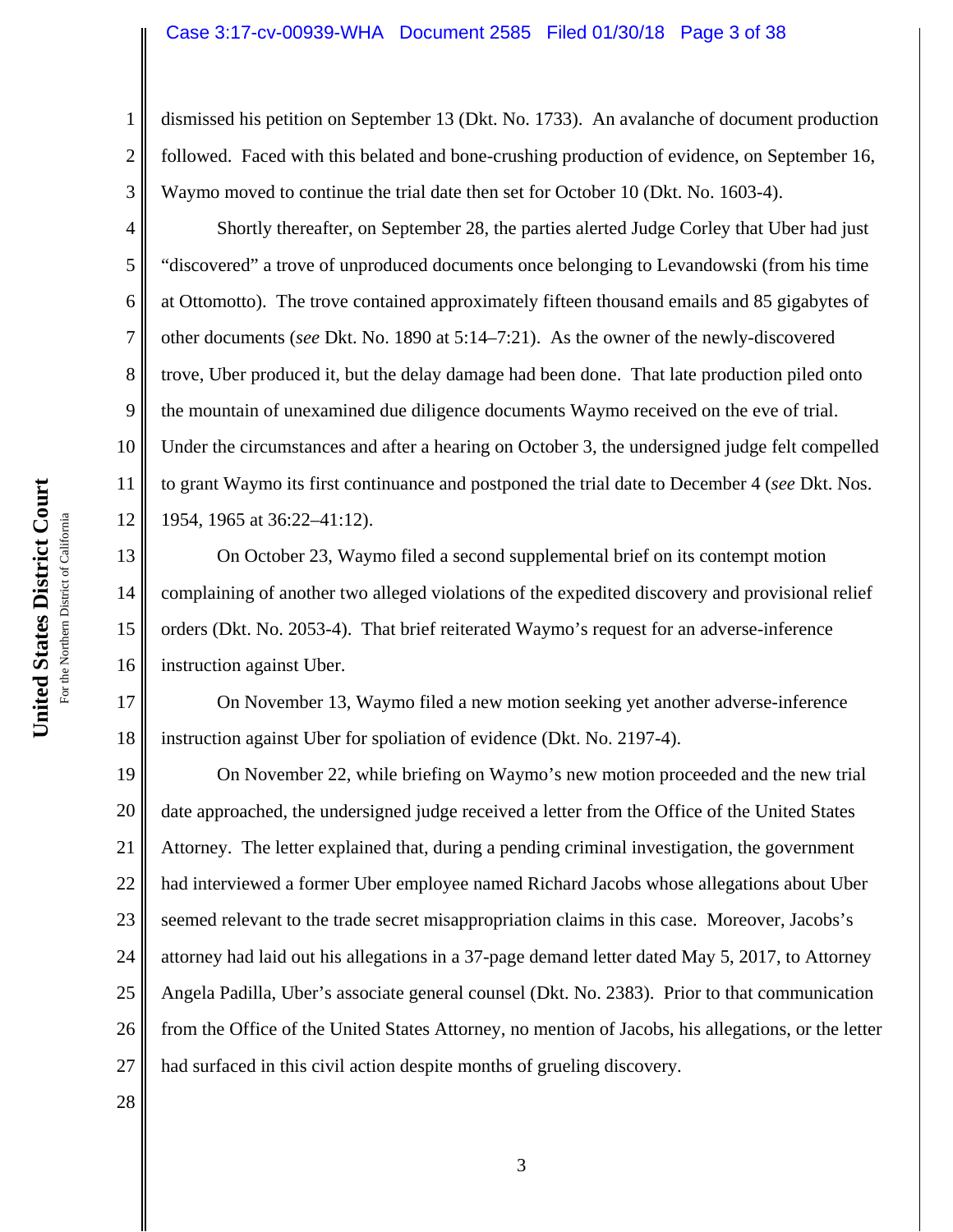dismissed his petition on September 13 (Dkt. No. 1733). An avalanche of document production followed. Faced with this belated and bone-crushing production of evidence, on September 16, Waymo moved to continue the trial date then set for October 10 (Dkt. No. 1603-4).

Shortly thereafter, on September 28, the parties alerted Judge Corley that Uber had just "discovered" a trove of unproduced documents once belonging to Levandowski (from his time at Ottomotto). The trove contained approximately fifteen thousand emails and 85 gigabytes of other documents (*see* Dkt. No. 1890 at 5:14–7:21). As the owner of the newly-discovered trove, Uber produced it, but the delay damage had been done. That late production piled onto the mountain of unexamined due diligence documents Waymo received on the eve of trial. Under the circumstances and after a hearing on October 3, the undersigned judge felt compelled to grant Waymo its first continuance and postponed the trial date to December 4 (*see* Dkt. Nos. 1954, 1965 at 36:22–41:12).

On October 23, Waymo filed a second supplemental brief on its contempt motion complaining of another two alleged violations of the expedited discovery and provisional relief orders (Dkt. No. 2053-4). That brief reiterated Waymo's request for an adverse-inference instruction against Uber.

On November 13, Waymo filed a new motion seeking yet another adverse-inference instruction against Uber for spoliation of evidence (Dkt. No. 2197-4).

On November 22, while briefing on Waymo's new motion proceeded and the new trial date approached, the undersigned judge received a letter from the Office of the United States Attorney. The letter explained that, during a pending criminal investigation, the government had interviewed a former Uber employee named Richard Jacobs whose allegations about Uber seemed relevant to the trade secret misappropriation claims in this case. Moreover, Jacobs's attorney had laid out his allegations in a 37-page demand letter dated May 5, 2017, to Attorney Angela Padilla, Uber's associate general counsel (Dkt. No. 2383). Prior to that communication from the Office of the United States Attorney, no mention of Jacobs, his allegations, or the letter had surfaced in this civil action despite months of grueling discovery.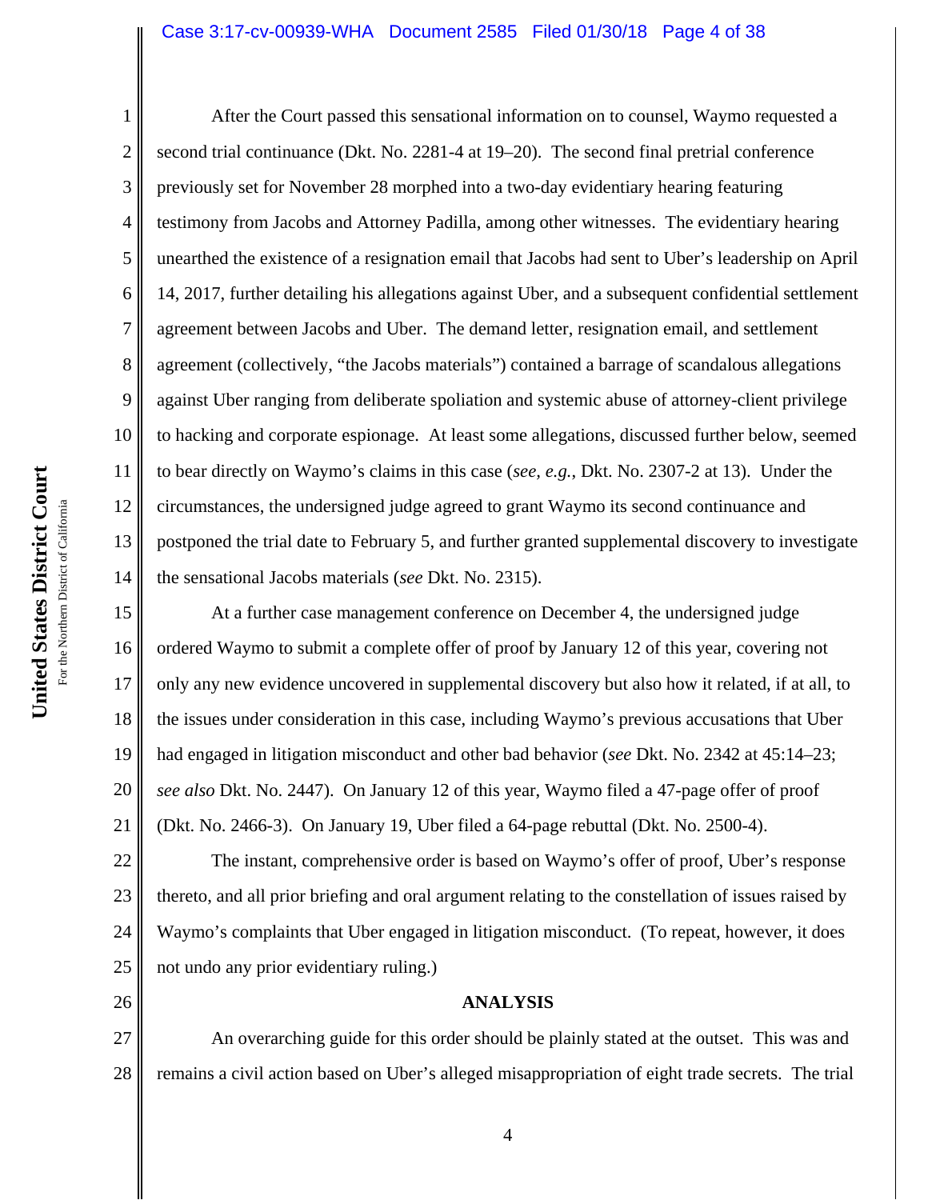After the Court passed this sensational information on to counsel, Waymo requested a second trial continuance (Dkt. No. 2281-4 at 19–20). The second final pretrial conference previously set for November 28 morphed into a two-day evidentiary hearing featuring testimony from Jacobs and Attorney Padilla, among other witnesses. The evidentiary hearing unearthed the existence of a resignation email that Jacobs had sent to Uber's leadership on April 14, 2017, further detailing his allegations against Uber, and a subsequent confidential settlement agreement between Jacobs and Uber. The demand letter, resignation email, and settlement agreement (collectively, "the Jacobs materials") contained a barrage of scandalous allegations against Uber ranging from deliberate spoliation and systemic abuse of attorney-client privilege to hacking and corporate espionage. At least some allegations, discussed further below, seemed to bear directly on Waymo's claims in this case (*see, e.g.*, Dkt. No. 2307-2 at 13). Under the circumstances, the undersigned judge agreed to grant Waymo its second continuance and postponed the trial date to February 5, and further granted supplemental discovery to investigate the sensational Jacobs materials (*see* Dkt. No. 2315).

At a further case management conference on December 4, the undersigned judge ordered Waymo to submit a complete offer of proof by January 12 of this year, covering not only any new evidence uncovered in supplemental discovery but also how it related, if at all, to the issues under consideration in this case, including Waymo's previous accusations that Uber had engaged in litigation misconduct and other bad behavior (*see* Dkt. No. 2342 at 45:14–23; *see also* Dkt. No. 2447). On January 12 of this year, Waymo filed a 47-page offer of proof (Dkt. No. 2466-3). On January 19, Uber filed a 64-page rebuttal (Dkt. No. 2500-4).

The instant, comprehensive order is based on Waymo's offer of proof, Uber's response thereto, and all prior briefing and oral argument relating to the constellation of issues raised by Waymo's complaints that Uber engaged in litigation misconduct. (To repeat, however, it does not undo any prior evidentiary ruling.)

## ANALYSIS

An overarching guide for this order should be plainly stated at the outset. This was and remains a civil action based on Uber's alleged misappropriation of eight trade secrets. The trial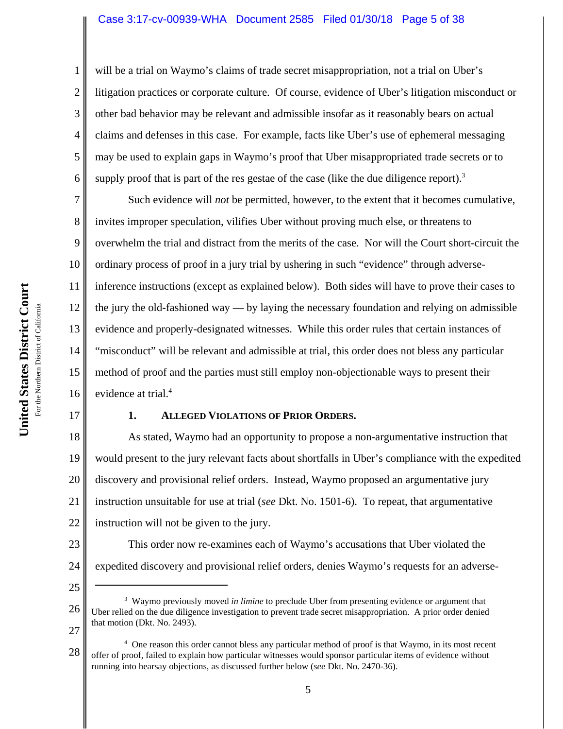will be a trial on Waymo's claims of trade secret misappropriation, not a trial on Uber's litigation practices or corporate culture. Of course, evidence of Uber's litigation misconduct or other bad behavior may be relevant and admissible insofar as it reasonably bears on actual claims and defenses in this case. For example, facts like Uber's use of ephemeral messaging may be used to explain gaps in Waymo's proof that Uber misappropriated trade secrets or to supply proof that is part of the res gestae of the case (like the due diligence report).[3]

Such evidence will *not* be permitted, however, to the extent that it becomes cumulative, invites improper speculation, vilifies Uber without proving much else, or threatens to overwhelm the trial and distract from the merits of the case. Nor will the Court short-circuit the ordinary process of proof in a jury trial by ushering in such "evidence" through adverse-inference instructions (except as explained below). Both sides will have to prove their cases to the jury the old-fashioned way — by laying the necessary foundation and relying on admissible evidence and properly-designated witnesses. While this order rules that certain instances of "misconduct" will be relevant and admissible at trial, this order does not bless any particular method of proof and the parties must still employ non-objectionable ways to present their evidence at trial.[4]

### 1. ALLEGED VIOLATIONS OF PRIOR ORDERS.

As stated, Waymo had an opportunity to propose a non-argumentative instruction that would present to the jury relevant facts about shortfalls in Uber's compliance with the expedited discovery and provisional relief orders. Instead, Waymo proposed an argumentative jury instruction unsuitable for use at trial (*see* Dkt. No. 1501-6). To repeat, that argumentative instruction will not be given to the jury.

This order now re-examines each of Waymo's accusations that Uber violated the expedited discovery and provisional relief orders, denies Waymo's requests for an adverse-

---

[3] Waymo previously moved *in limine* to preclude Uber from presenting evidence or argument that Uber relied on the due diligence investigation to prevent trade secret misappropriation. A prior order denied that motion (Dkt. No. 2493).

[4] One reason this order cannot bless any particular method of proof is that Waymo, in its most recent offer of proof, failed to explain how particular witnesses would sponsor particular items of evidence without running into hearsay objections, as discussed further below (*see* Dkt. No. 2470-36).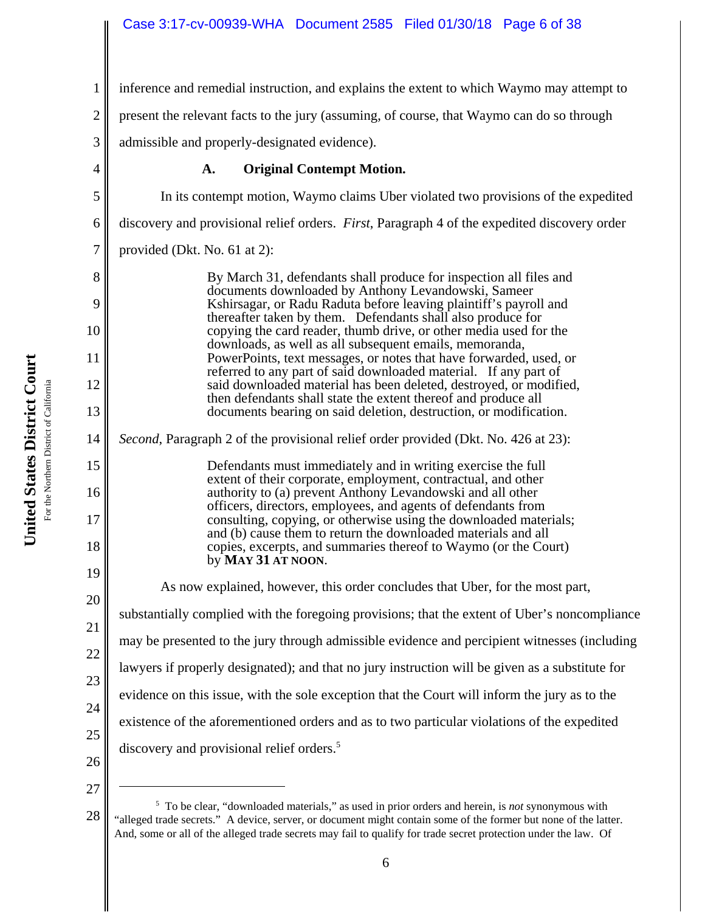inference and remedial instruction, and explains the extent to which Waymo may attempt to present the relevant facts to the jury (assuming, of course, that Waymo can do so through admissible and properly-designated evidence).

### A. Original Contempt Motion.

In its contempt motion, Waymo claims Uber violated two provisions of the expedited discovery and provisional relief orders. *First*, Paragraph 4 of the expedited discovery order provided (Dkt. No. 61 at 2):

> By March 31, defendants shall produce for inspection all files and documents downloaded by Anthony Levandowski, Sameer Kshirsagar, or Radu Raduta before leaving plaintiff's payroll and thereafter taken by them. Defendants shall also produce for copying the card reader, thumb drive, or other media used for the downloads, as well as all subsequent emails, memoranda, PowerPoints, text messages, or notes that have forwarded, used, or referred to any part of said downloaded material. If any part of said downloaded material has been deleted, destroyed, or modified, then defendants shall state the extent thereof and produce all documents bearing on said deletion, destruction, or modification.

*Second*, Paragraph 2 of the provisional relief order provided (Dkt. No. 426 at 23):

> Defendants must immediately and in writing exercise the full extent of their corporate, employment, contractual, and other authority to (a) prevent Anthony Levandowski and all other officers, directors, employees, and agents of defendants from consulting, copying, or otherwise using the downloaded materials; and (b) cause them to return the downloaded materials and all copies, excerpts, and summaries thereof to Waymo (or the Court) by **MAY 31 AT NOON**.

As now explained, however, this order concludes that Uber, for the most part, substantially complied with the foregoing provisions; that the extent of Uber's noncompliance may be presented to the jury through admissible evidence and percipient witnesses (including lawyers if properly designated); and that no jury instruction will be given as a substitute for evidence on this issue, with the sole exception that the Court will inform the jury as to the existence of the aforementioned orders and as to two particular violations of the expedited discovery and provisional relief orders.[5]

---

[5] To be clear, "downloaded materials," as used in prior orders and herein, is *not* synonymous with "alleged trade secrets." A device, server, or document might contain some of the former but none of the latter. And, some or all of the alleged trade secrets may fail to qualify for trade secret protection under the law. Of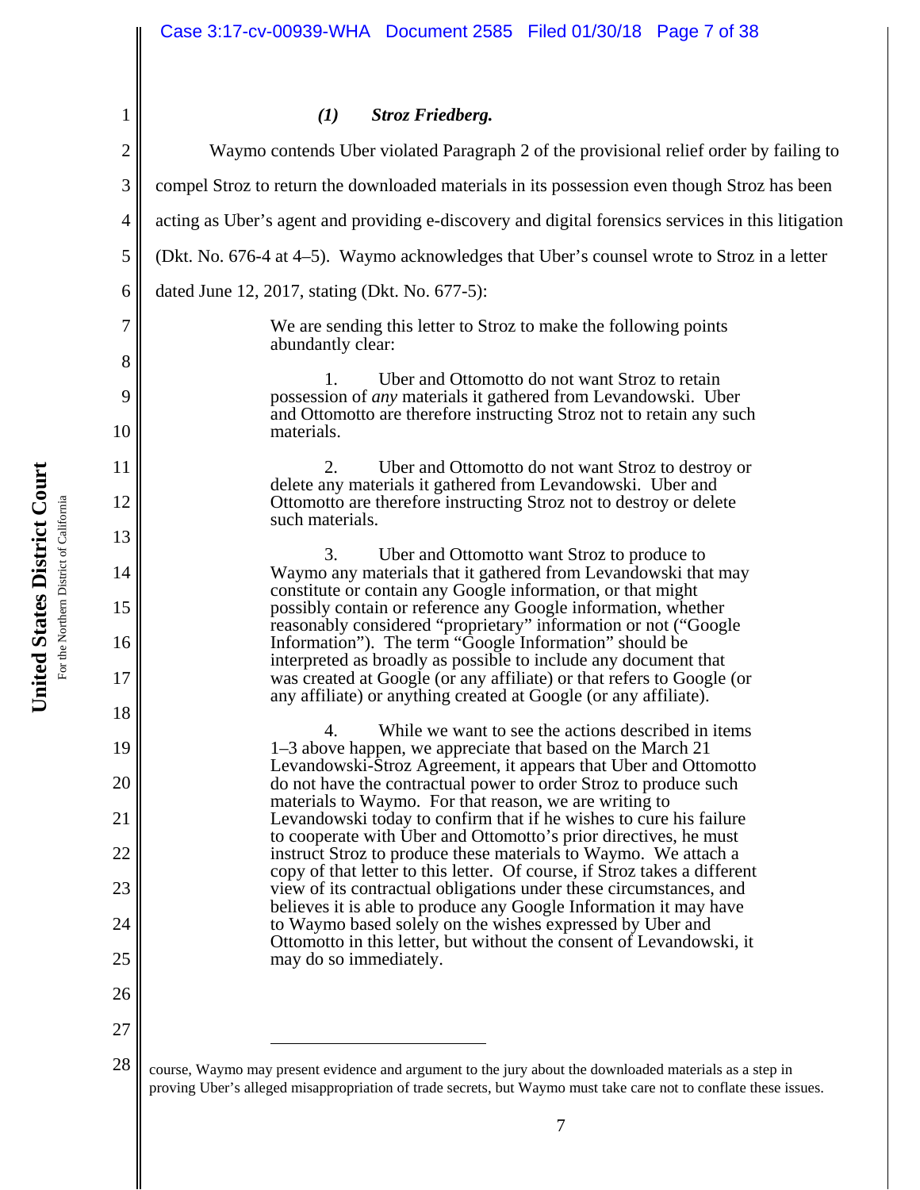### *(1) Stroz Friedberg.*

Waymo contends Uber violated Paragraph 2 of the provisional relief order by failing to compel Stroz to return the downloaded materials in its possession even though Stroz has been acting as Uber's agent and providing e-discovery and digital forensics services in this litigation (Dkt. No. 676-4 at 4–5). Waymo acknowledges that Uber's counsel wrote to Stroz in a letter dated June 12, 2017, stating (Dkt. No. 677-5):

> We are sending this letter to Stroz to make the following points abundantly clear:
>
> 1. Uber and Ottomotto do not want Stroz to retain possession of *any* materials it gathered from Levandowski. Uber and Ottomotto are therefore instructing Stroz not to retain any such materials.
>
> 2. Uber and Ottomotto do not want Stroz to destroy or delete any materials it gathered from Levandowski. Uber and Ottomotto are therefore instructing Stroz not to destroy or delete such materials.
>
> 3. Uber and Ottomotto want Stroz to produce to Waymo any materials that it gathered from Levandowski that may constitute or contain any Google information, or that might possibly contain or reference any Google information, whether reasonably considered "proprietary" information or not ("Google Information"). The term "Google Information" should be interpreted as broadly as possible to include any document that was created at Google (or any affiliate) or that refers to Google (or any affiliate) or anything created at Google (or any affiliate).
>
> 4. While we want to see the actions described in items 1–3 above happen, we appreciate that based on the March 21 Levandowski-Stroz Agreement, it appears that Uber and Ottomotto do not have the contractual power to order Stroz to produce such materials to Waymo. For that reason, we are writing to Levandowski today to confirm that if he wishes to cure his failure to cooperate with Uber and Ottomotto's prior directives, he must instruct Stroz to produce these materials to Waymo. We attach a copy of that letter to this letter. Of course, if Stroz takes a different view of its contractual obligations under these circumstances, and believes it is able to produce any Google Information it may have to Waymo based solely on the wishes expressed by Uber and Ottomotto in this letter, but without the consent of Levandowski, it may do so immediately.

---

course, Waymo may present evidence and argument to the jury about the downloaded materials as a step in proving Uber's alleged misappropriation of trade secrets, but Waymo must take care not to conflate these issues.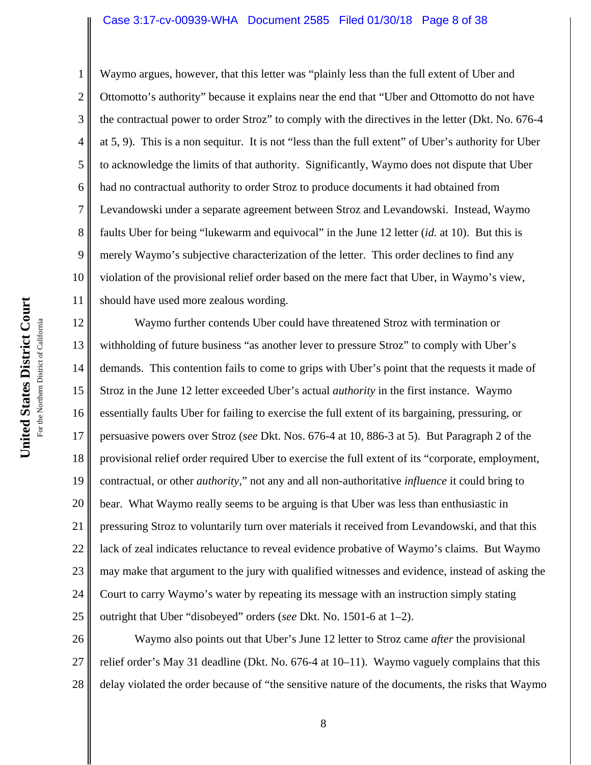Waymo argues, however, that this letter was "plainly less than the full extent of Uber and Ottomotto's authority" because it explains near the end that "Uber and Ottomotto do not have the contractual power to order Stroz" to comply with the directives in the letter (Dkt. No. 676-4 at 5, 9). This is a non sequitur. It is not "less than the full extent" of Uber's authority for Uber to acknowledge the limits of that authority. Significantly, Waymo does not dispute that Uber had no contractual authority to order Stroz to produce documents it had obtained from Levandowski under a separate agreement between Stroz and Levandowski. Instead, Waymo faults Uber for being "lukewarm and equivocal" in the June 12 letter (*id.* at 10). But this is merely Waymo's subjective characterization of the letter. This order declines to find any violation of the provisional relief order based on the mere fact that Uber, in Waymo's view, should have used more zealous wording.

Waymo further contends Uber could have threatened Stroz with termination or withholding of future business "as another lever to pressure Stroz" to comply with Uber's demands. This contention fails to come to grips with Uber's point that the requests it made of Stroz in the June 12 letter exceeded Uber's actual *authority* in the first instance. Waymo essentially faults Uber for failing to exercise the full extent of its bargaining, pressuring, or persuasive powers over Stroz (*see* Dkt. Nos. 676-4 at 10, 886-3 at 5). But Paragraph 2 of the provisional relief order required Uber to exercise the full extent of its "corporate, employment, contractual, or other *authority*," not any and all non-authoritative *influence* it could bring to bear. What Waymo really seems to be arguing is that Uber was less than enthusiastic in pressuring Stroz to voluntarily turn over materials it received from Levandowski, and that this lack of zeal indicates reluctance to reveal evidence probative of Waymo's claims. But Waymo may make that argument to the jury with qualified witnesses and evidence, instead of asking the Court to carry Waymo's water by repeating its message with an instruction simply stating outright that Uber "disobeyed" orders (*see* Dkt. No. 1501-6 at 1–2).

Waymo also points out that Uber's June 12 letter to Stroz came *after* the provisional relief order's May 31 deadline (Dkt. No. 676-4 at 10–11). Waymo vaguely complains that this delay violated the order because of "the sensitive nature of the documents, the risks that Waymo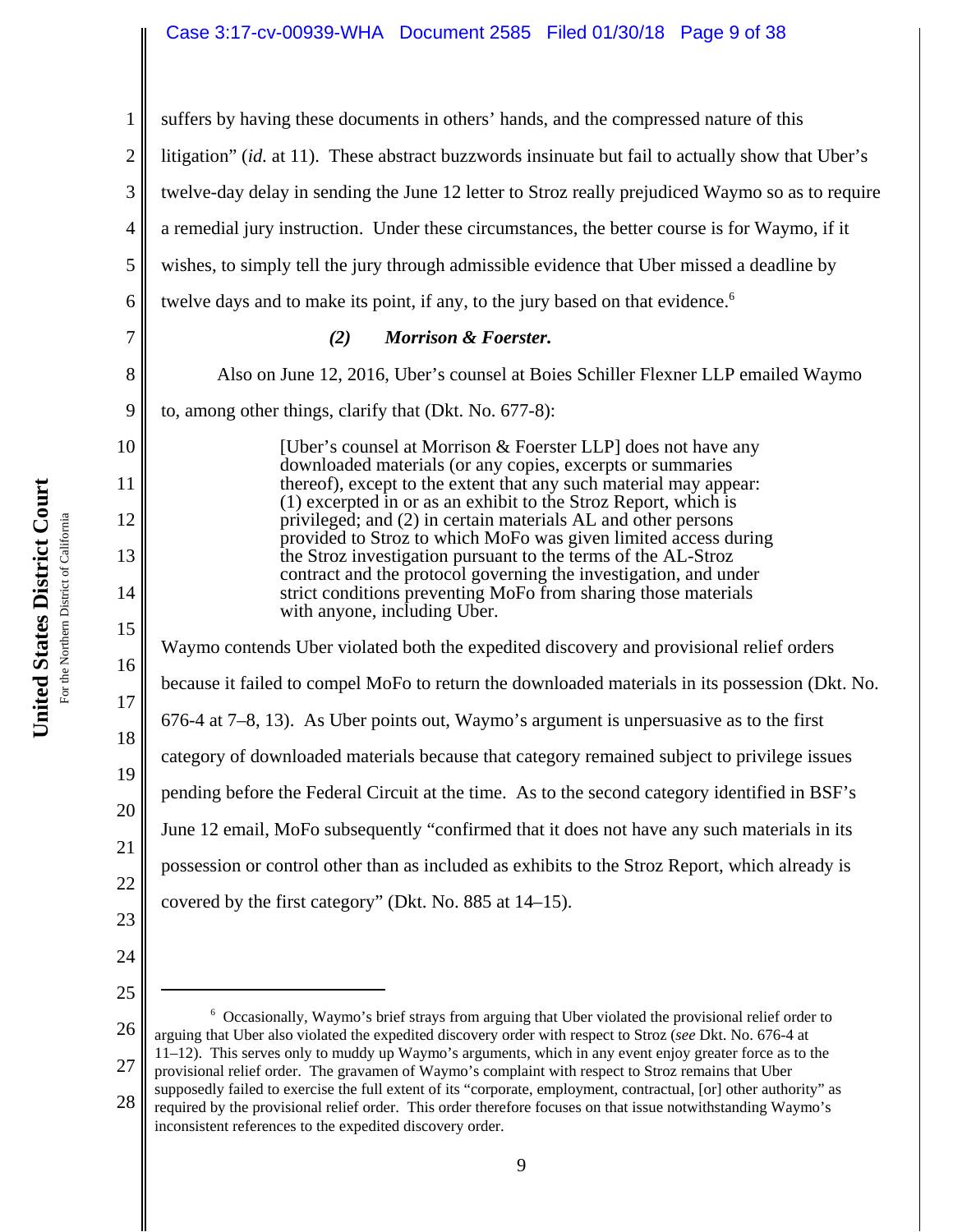suffers by having these documents in others' hands, and the compressed nature of this litigation" (*id.* at 11). These abstract buzzwords insinuate but fail to actually show that Uber's twelve-day delay in sending the June 12 letter to Stroz really prejudiced Waymo so as to require a remedial jury instruction. Under these circumstances, the better course is for Waymo, if it wishes, to simply tell the jury through admissible evidence that Uber missed a deadline by twelve days and to make its point, if any, to the jury based on that evidence.[6]

***(2) Morrison & Foerster.***

Also on June 12, 2016, Uber's counsel at Boies Schiller Flexner LLP emailed Waymo to, among other things, clarify that (Dkt. No. 677-8):

> [Uber's counsel at Morrison & Foerster LLP] does not have any downloaded materials (or any copies, excerpts or summaries thereof), except to the extent that any such material may appear: (1) excerpted in or as an exhibit to the Stroz Report, which is privileged; and (2) in certain materials AL and other persons provided to Stroz to which MoFo was given limited access during the Stroz investigation pursuant to the terms of the AL-Stroz contract and the protocol governing the investigation, and under strict conditions preventing MoFo from sharing those materials with anyone, including Uber.

Waymo contends Uber violated both the expedited discovery and provisional relief orders because it failed to compel MoFo to return the downloaded materials in its possession (Dkt. No. 676-4 at 7–8, 13). As Uber points out, Waymo's argument is unpersuasive as to the first category of downloaded materials because that category remained subject to privilege issues pending before the Federal Circuit at the time. As to the second category identified in BSF's June 12 email, MoFo subsequently "confirmed that it does not have any such materials in its possession or control other than as included as exhibits to the Stroz Report, which already is covered by the first category" (Dkt. No. 885 at 14–15).

---

[6] Occasionally, Waymo's brief strays from arguing that Uber violated the provisional relief order to arguing that Uber also violated the expedited discovery order with respect to Stroz (*see* Dkt. No. 676-4 at 11–12). This serves only to muddy up Waymo's arguments, which in any event enjoy greater force as to the provisional relief order. The gravamen of Waymo's complaint with respect to Stroz remains that Uber supposedly failed to exercise the full extent of its "corporete, employment, contractual, [or] other authority" as required by the provisional relief order. This order therefore focuses on that issue notwithstanding Waymo's inconsistent references to the expedited discovery order.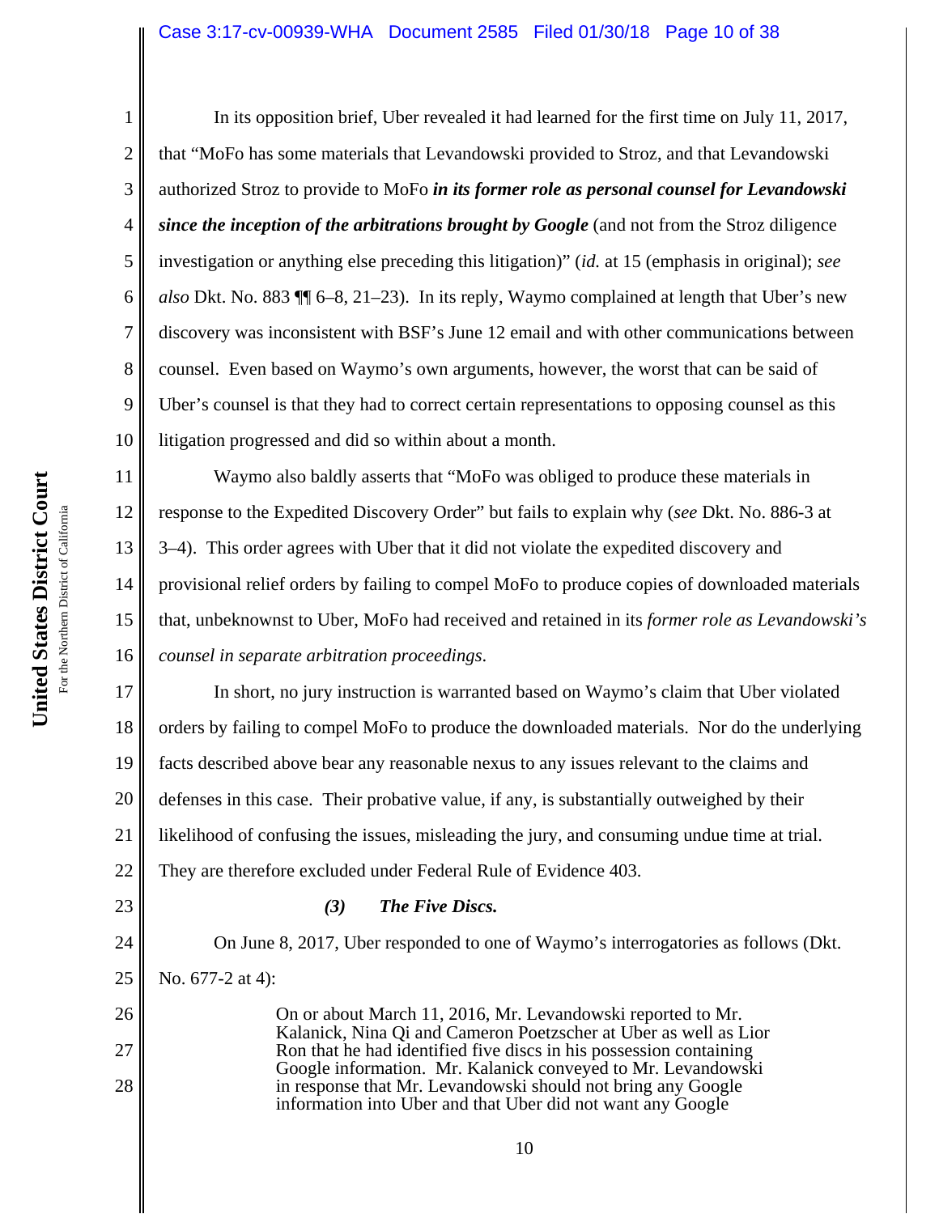In its opposition brief, Uber revealed it had learned for the first time on July 11, 2017, that "MoFo has some materials that Levandowski provided to Stroz, and that Levandowski authorized Stroz to provide to MoFo ***in its former role as personal counsel for Levandowski since the inception of the arbitrations brought by Google*** (and not from the Stroz diligence investigation or anything else preceding this litigation)" (*id.* at 15 (emphasis in original); *see also* Dkt. No. 883 ¶¶ 6–8, 21–23). In its reply, Waymo complained at length that Uber's new discovery was inconsistent with BSF's June 12 email and with other communications between counsel. Even based on Waymo's own arguments, however, the worst that can be said of Uber's counsel is that they had to correct certain representations to opposing counsel as this litigation progressed and did so within about a month.

Waymo also baldly asserts that "MoFo was obliged to produce these materials in response to the Expedited Discovery Order" but fails to explain why (*see* Dkt. No. 886-3 at 3–4). This order agrees with Uber that it did not violate the expedited discovery and provisional relief orders by failing to compel MoFo to produce copies of downloaded materials that, unbeknownst to Uber, MoFo had received and retained in its *former role as Levandowski's counsel in separate arbitration proceedings*.

In short, no jury instruction is warranted based on Waymo's claim that Uber violated orders by failing to compel MoFo to produce the downloaded materials. Nor do the underlying facts described above bear any reasonable nexus to any issues relevant to the claims and defenses in this case. Their probative value, if any, is substantially outweighed by their likelihood of confusing the issues, misleading the jury, and consuming undue time at trial. They are therefore excluded under Federal Rule of Evidence 403.

***(3) The Five Discs.***

On June 8, 2017, Uber responded to one of Waymo's interrogatories as follows (Dkt. No. 677-2 at 4):

> On or about March 11, 2016, Mr. Levandowski reported to Mr. Kalanick, Nina Qi and Cameron Poetzscher at Uber as well as Lior Ron that he had identified five discs in his possession containing Google information. Mr. Kalanick conveyed to Mr. Levandowski in response that Mr. Levandowski should not bring any Google information into Uber and that Uber did not want any Google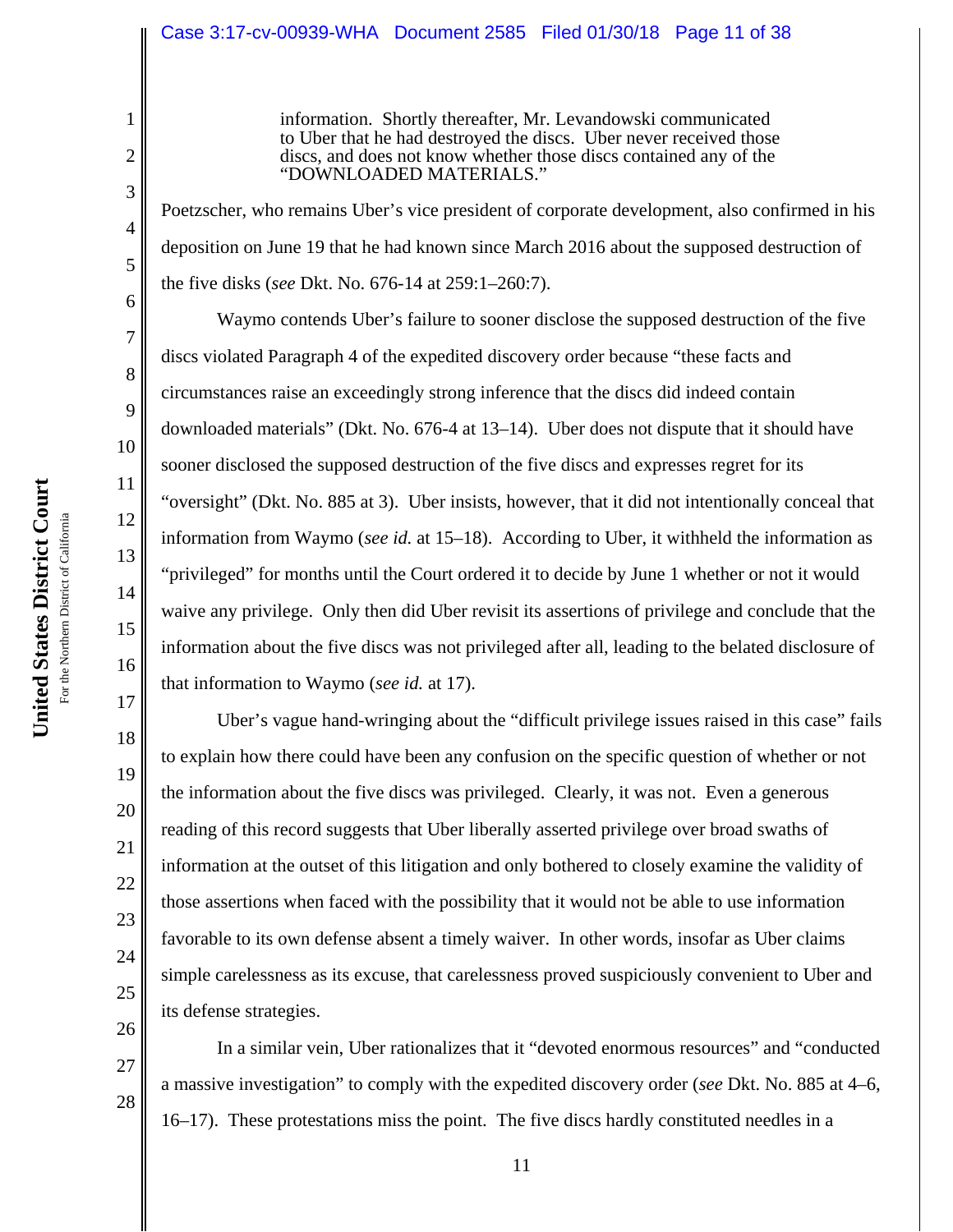> information. Shortly thereafter, Mr. Levandowski communicated to Uber that he had destroyed the discs. Uber never received those discs, and does not know whether those discs contained any of the "DOWNLOADED MATERIALS."

Poetzscher, who remains Uber's vice president of corporate development, also confirmed in his deposition on June 19 that he had known since March 2016 about the supposed destruction of the five disks (*see* Dkt. No. 676-14 at 259:1–260:7).

Waymo contends Uber's failure to sooner disclose the supposed destruction of the five discs violated Paragraph 4 of the expedited discovery order because "these facts and circumstances raise an exceedingly strong inference that the discs did indeed contain downloaded materials" (Dkt. No. 676-4 at 13–14). Uber does not dispute that it should have sooner disclosed the supposed destruction of the five discs and expresses regret for its "oversight" (Dkt. No. 885 at 3). Uber insists, however, that it did not intentionally conceal that information from Waymo (*see id.* at 15–18). According to Uber, it withheld the information as "privileged" for months until the Court ordered it to decide by June 1 whether or not it would waive any privilege. Only then did Uber revisit its assertions of privilege and conclude that the information about the five discs was not privileged after all, leading to the belated disclosure of that information to Waymo (*see id.* at 17).

Uber's vague hand-wringing about the "difficult privilege issues raised in this case" fails to explain how there could have been any confusion on the specific question of whether or not the information about the five discs was privileged. Clearly, it was not. Even a generous reading of this record suggests that Uber liberally asserted privilege over broad swaths of information at the outset of this litigation and only bothered to closely examine the validity of those assertions when faced with the possibility that it would not be able to use information favorable to its own defense absent a timely waiver. In other words, insofar as Uber claims simple carelessness as its excuse, that carelessness proved suspiciously convenient to Uber and its defense strategies.

In a similar vein, Uber rationalizes that it "devoted enormous resources" and "conducted a massive investigation" to comply with the expedited discovery order (*see* Dkt. No. 885 at 4–6, 16–17). These protestations miss the point. The five discs hardly constituted needles in a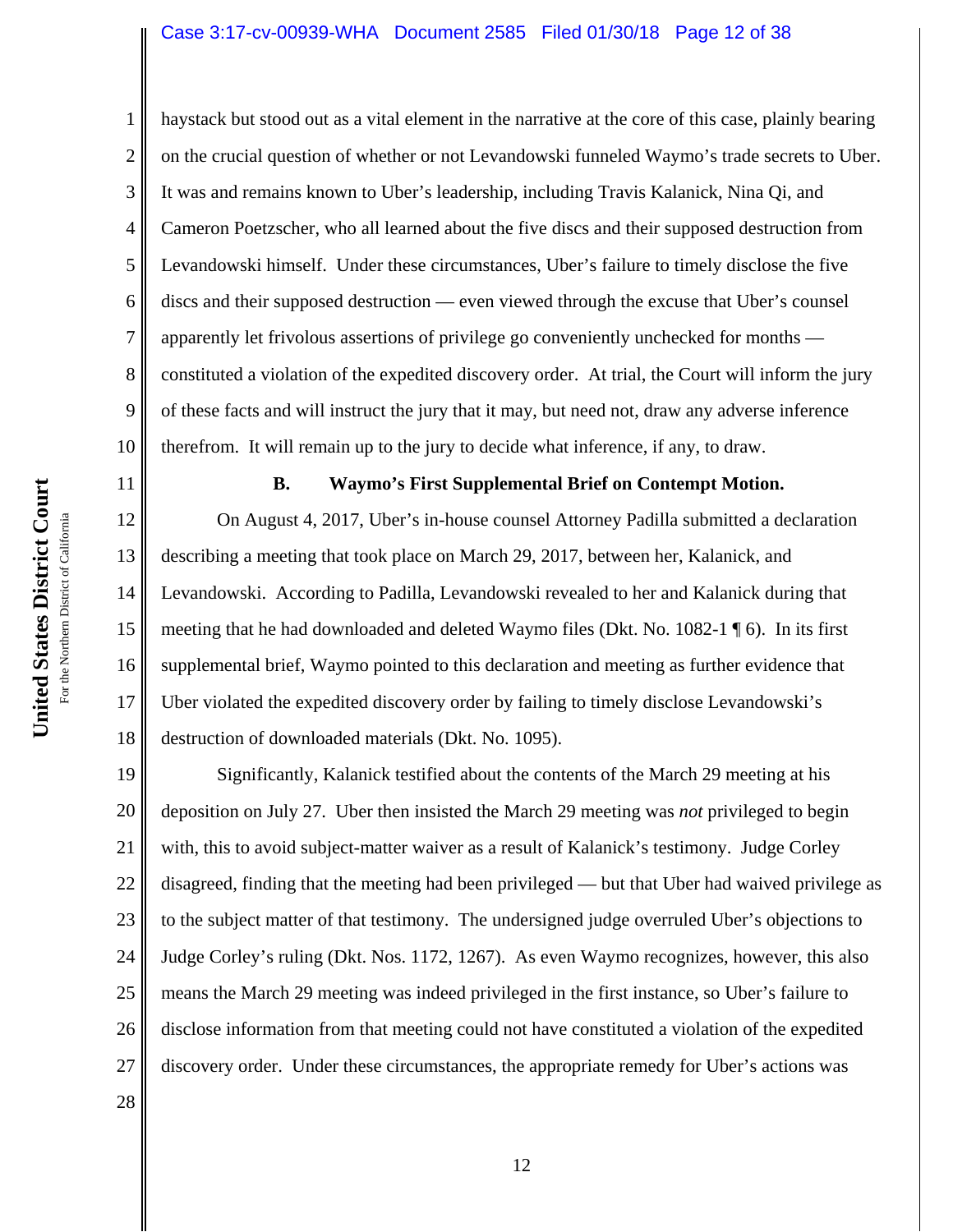haystack but stood out as a vital element in the narrative at the core of this case, plainly bearing on the crucial question of whether or not Levandowski funneled Waymo's trade secrets to Uber. It was and remains known to Uber's leadership, including Travis Kalanick, Nina Qi, and Cameron Poetzscher, who all learned about the five discs and their supposed destruction from Levandowski himself. Under these circumstances, Uber's failure to timely disclose the five discs and their supposed destruction — even viewed through the excuse that Uber's counsel apparently let frivolous assertions of privilege go conveniently unchecked for months — constituted a violation of the expedited discovery order. At trial, the Court will inform the jury of these facts and will instruct the jury that it may, but need not, draw any adverse inference therefrom. It will remain up to the jury to decide what inference, if any, to draw.

### B. Waymo's First Supplemental Brief on Contempt Motion.

On August 4, 2017, Uber's in-house counsel Attorney Padilla submitted a declaration describing a meeting that took place on March 29, 2017, between her, Kalanick, and Levandowski. According to Padilla, Levandowski revealed to her and Kalanick during that meeting that he had downloaded and deleted Waymo files (Dkt. No. 1082-1 ¶ 6). In its first supplemental brief, Waymo pointed to this declaration and meeting as further evidence that Uber violated the expedited discovery order by failing to timely disclose Levandowski's destruction of downloaded materials (Dkt. No. 1095).

Significantly, Kalanick testified about the contents of the March 29 meeting at his deposition on July 27. Uber then insisted the March 29 meeting was *not* privileged to begin with, this to avoid subject-matter waiver as a result of Kalanick's testimony. Judge Corley disagreed, finding that the meeting had been privileged — but that Uber had waived privilege as to the subject matter of that testimony. The undersigned judge overruled Uber's objections to Judge Corley's ruling (Dkt. Nos. 1172, 1267). As even Waymo recognizes, however, this also means the March 29 meeting was indeed privileged in the first instance, so Uber's failure to disclose information from that meeting could not have constituted a violation of the expedited discovery order. Under these circumstances, the appropriate remedy for Uber's actions was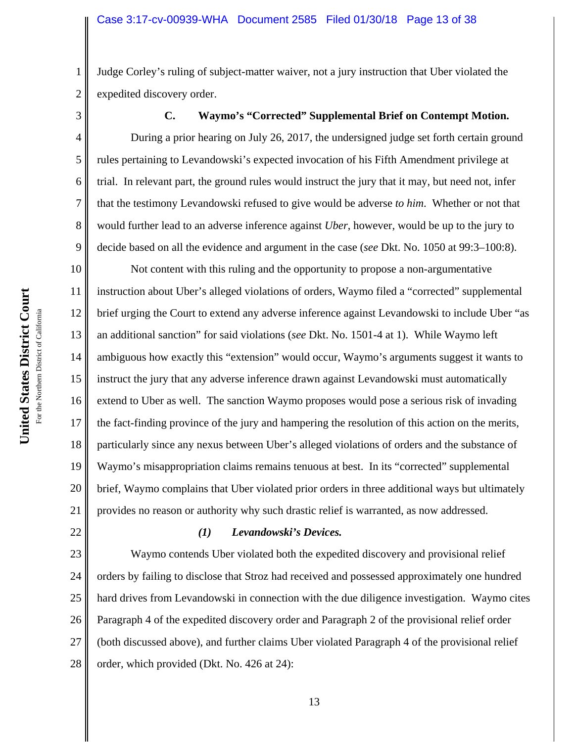Judge Corley's ruling of subject-matter waiver, not a jury instruction that Uber violated the expedited discovery order.

### C. Waymo's "Corrected" Supplemental Brief on Contempt Motion.

During a prior hearing on July 26, 2017, the undersigned judge set forth certain ground rules pertaining to Levandowski's expected invocation of his Fifth Amendment privilege at trial. In relevant part, the ground rules would instruct the jury that it may, but need not, infer that the testimony Levandowski refused to give would be adverse *to him*. Whether or not that would further lead to an adverse inference against *Uber*, however, would be up to the jury to decide based on all the evidence and argument in the case (*see* Dkt. No. 1050 at 99:3–100:8).

Not content with this ruling and the opportunity to propose a non-argumentative instruction about Uber's alleged violations of orders, Waymo filed a "corrected" supplemental brief urging the Court to extend any adverse inference against Levandowski to include Uber "as an additional sanction" for said violations (*see* Dkt. No. 1501-4 at 1). While Waymo left ambiguous how exactly this "extension" would occur, Waymo's arguments suggest it wants to instruct the jury that any adverse inference drawn against Levandowski must automatically extend to Uber as well. The sanction Waymo proposes would pose a serious risk of invading the fact-finding province of the jury and hampering the resolution of this action on the merits, particularly since any nexus between Uber's alleged violations of orders and the substance of Waymo's misappropriation claims remains tenuous at best. In its "corrected" supplemental brief, Waymo complains that Uber violated prior orders in three additional ways but ultimately provides no reason or authority why such drastic relief is warranted, as now addressed.

#### *(1) Levandowski's Devices.*

Waymo contends Uber violated both the expedited discovery and provisional relief orders by failing to disclose that Stroz had received and possessed approximately one hundred hard drives from Levandowski in connection with the due diligence investigation. Waymo cites Paragraph 4 of the expedited discovery order and Paragraph 2 of the provisional relief order (both discussed above), and further claims Uber violated Paragraph 4 of the provisional relief order, which provided (Dkt. No. 426 at 24):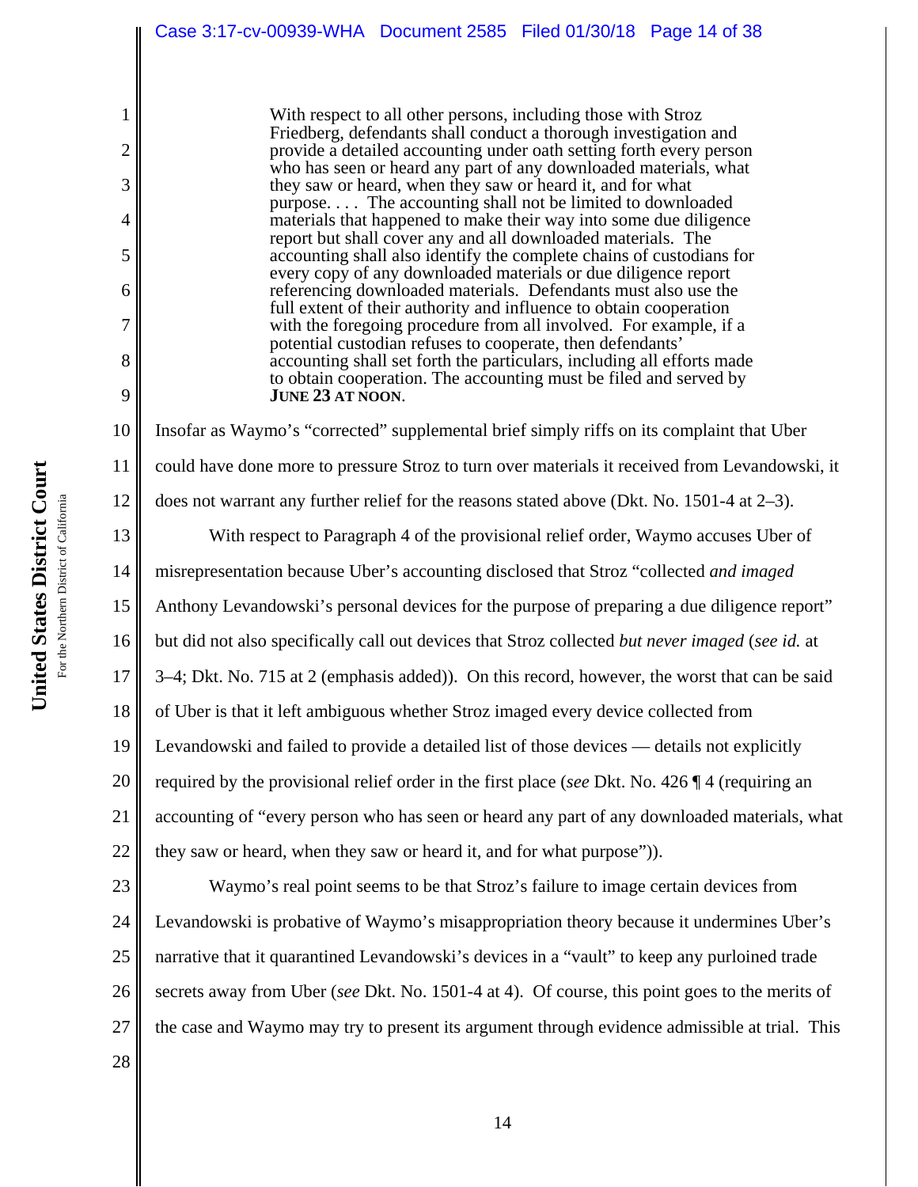> With respect to all other persons, including those with Stroz Friedberg, defendants shall conduct a thorough investigation and provide a detailed accounting under oath setting forth every person who has seen or heard any part of any downloaded materials, what they saw or heard, when they saw or heard it, and for what purpose. . . . The accounting shall not be limited to downloaded materials that happened to make their way into some due diligence report but shall cover any and all downloaded materials. The accounting shall also identify the complete chains of custodians for every copy of any downloaded materials or due diligence report referencing downloaded materials. Defendants must also use the full extent of their authority and influence to obtain cooperation with the foregoing procedure from all involved. For example, if a potential custodian refuses to cooperate, then defendants' accounting shall set forth the particulars, including all efforts made to obtain cooperation. The accounting must be filed and served by **JUNE 23 AT NOON**.

Insofar as Waymo's "corrected" supplemental brief simply riffs on its complaint that Uber could have done more to pressure Stroz to turn over materials it received from Levandowski, it does not warrant any further relief for the reasons stated above (Dkt. No. 1501-4 at 2–3).

With respect to Paragraph 4 of the provisional relief order, Waymo accuses Uber of misrepresentation because Uber's accounting disclosed that Stroz "collected *and imaged* Anthony Levandowski's personal devices for the purpose of preparing a due diligence report" but did not also specifically call out devices that Stroz collected *but never imaged* (*see id.* at 3–4; Dkt. No. 715 at 2 (emphasis added)). On this record, however, the worst that can be said of Uber is that it left ambiguous whether Stroz imaged every device collected from Levandowski and failed to provide a detailed list of those devices — details not explicitly required by the provisional relief order in the first place (*see* Dkt. No. 426 ¶ 4 (requiring an accounting of "every person who has seen or heard any part of any downloaded materials, what they saw or heard, when they saw or heard it, and for what purpose")).

Waymo's real point seems to be that Stroz's failure to image certain devices from Levandowski is probative of Waymo's misappropriation theory because it undermines Uber's narrative that it quarantined Levandowski's devices in a "vault" to keep any purloined trade secrets away from Uber (*see* Dkt. No. 1501-4 at 4). Of course, this point goes to the merits of the case and Waymo may try to present its argument through evidence admissible at trial. This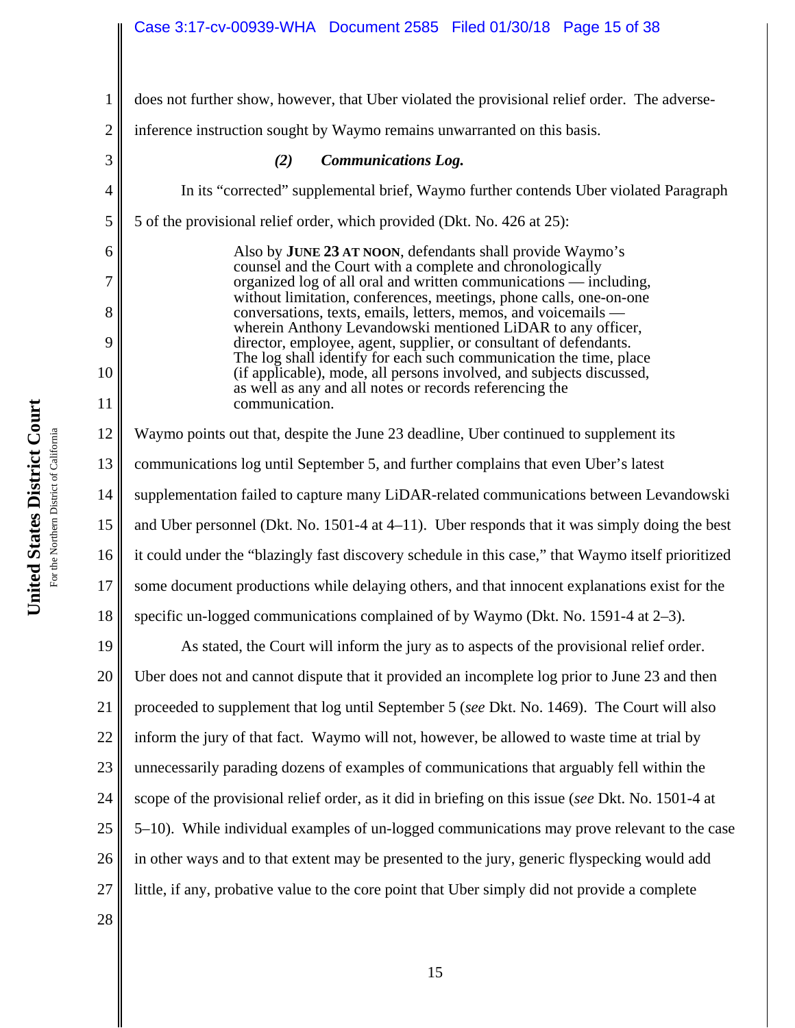does not further show, however, that Uber violated the provisional relief order. The adverse-inference instruction sought by Waymo remains unwarranted on this basis.

### *(2) Communications Log.*

In its "corrected" supplemental brief, Waymo further contends Uber violated Paragraph 5 of the provisional relief order, which provided (Dkt. No. 426 at 25):

> Also by **JUNE 23 AT NOON**, defendants shall provide Waymo's counsel and the Court with a complete and chronologically organized log of all oral and written communications — including, without limitation, conferences, meetings, phone calls, one-on-one conversations, texts, emails, letters, memos, and voicemails — wherein Anthony Levandowski mentioned LiDAR to any officer, director, employee, agent, supplier, or consultant of defendants. The log shall identify for each such communication the time, place (if applicable), mode, all persons involved, and subjects discussed, as well as any and all notes or records referencing the communication.

Waymo points out that, despite the June 23 deadline, Uber continued to supplement its communications log until September 5, and further complains that even Uber's latest supplementation failed to capture many LiDAR-related communications between Levandowski and Uber personnel (Dkt. No. 1501-4 at 4–11). Uber responds that it was simply doing the best it could under the "blazingly fast discovery schedule in this case," that Waymo itself prioritized some document productions while delaying others, and that innocent explanations exist for the specific un-logged communications complained of by Waymo (Dkt. No. 1591-4 at 2–3).

As stated, the Court will inform the jury as to aspects of the provisional relief order. Uber does not and cannot dispute that it provided an incomplete log prior to June 23 and then proceeded to supplement that log until September 5 (*see* Dkt. No. 1469). The Court will also inform the jury of that fact. Waymo will not, however, be allowed to waste time at trial by unnecessarily parading dozens of examples of communications that arguably fell within the scope of the provisional relief order, as it did in briefing on this issue (*see* Dkt. No. 1501-4 at 5–10). While individual examples of un-logged communications may prove relevant to the case in other ways and to that extent may be presented to the jury, generic flyspecking would add little, if any, probative value to the core point that Uber simply did not provide a complete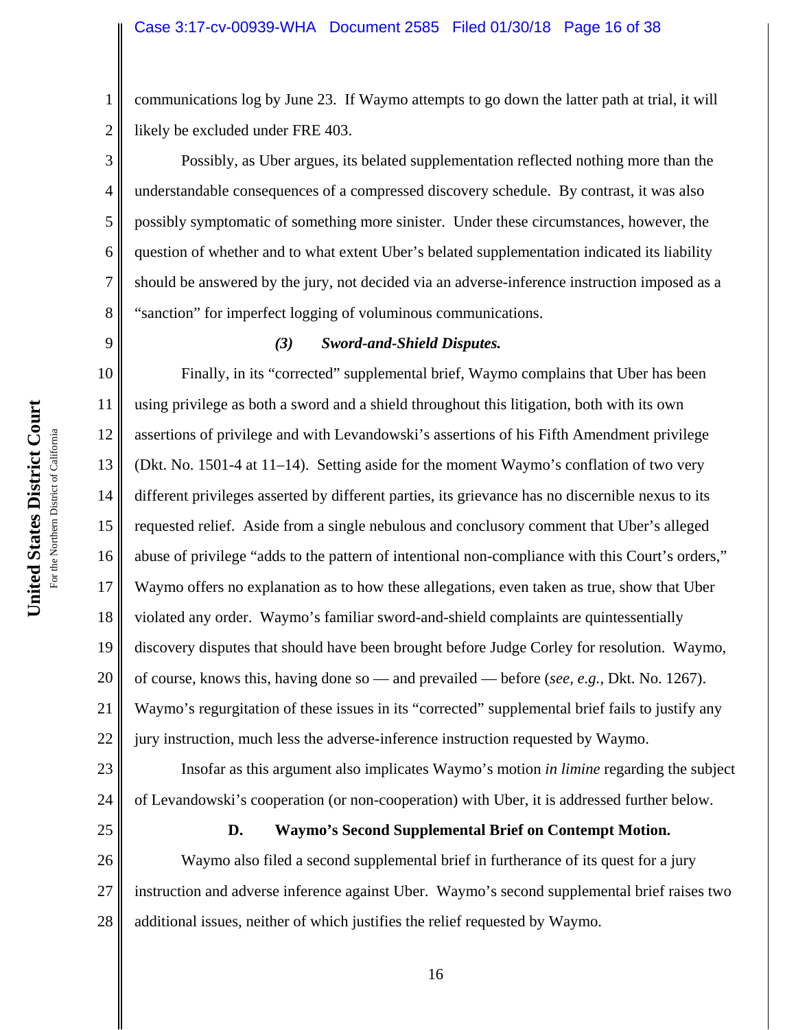communications log by June 23. If Waymo attempts to go down the latter path at trial, it will likely be excluded under FRE 403.

Possibly, as Uber argues, its belated supplementation reflected nothing more than the understandable consequences of a compressed discovery schedule. By contrast, it was also possibly symptomatic of something more sinister. Under these circumstances, however, the question of whether and to what extent Uber's belated supplementation indicated its liability should be answered by the jury, not decided via an adverse-inference instruction imposed as a "sanction" for imperfect logging of voluminous communications.

***(3) Sword-and-Shield Disputes.***

Finally, in its "corrected" supplemental brief, Waymo complains that Uber has been using privilege as both a sword and a shield throughout this litigation, both with its own assertions of privilege and with Levandowski's assertions of his Fifth Amendment privilege (Dkt. No. 1501-4 at 11–14). Setting aside for the moment Waymo's conflation of two very different privileges asserted by different parties, its grievance has no discernible nexus to its requested relief. Aside from a single nebulous and conclusory comment that Uber's alleged abuse of privilege "adds to the pattern of intentional non-compliance with this Court's orders," Waymo offers no explanation as to how these allegations, even taken as true, show that Uber violated any order. Waymo's familiar sword-and-shield complaints are quintessentially discovery disputes that should have been brought before Judge Corley for resolution. Waymo, of course, knows this, having done so — and prevailed — before (*see, e.g.*, Dkt. No. 1267). Waymo's regurgitation of these issues in its "corrected" supplemental brief fails to justify any jury instruction, much less the adverse-inference instruction requested by Waymo.

Insofar as this argument also implicates Waymo's motion *in limine* regarding the subject of Levandowski's cooperation (or non-cooperation) with Uber, it is addressed further below.

**D. Waymo's Second Supplemental Brief on Contempt Motion.**

Waymo also filed a second supplemental brief in furtherance of its quest for a jury instruction and adverse inference against Uber. Waymo's second supplemental brief raises two additional issues, neither of which justifies the relief requested by Waymo.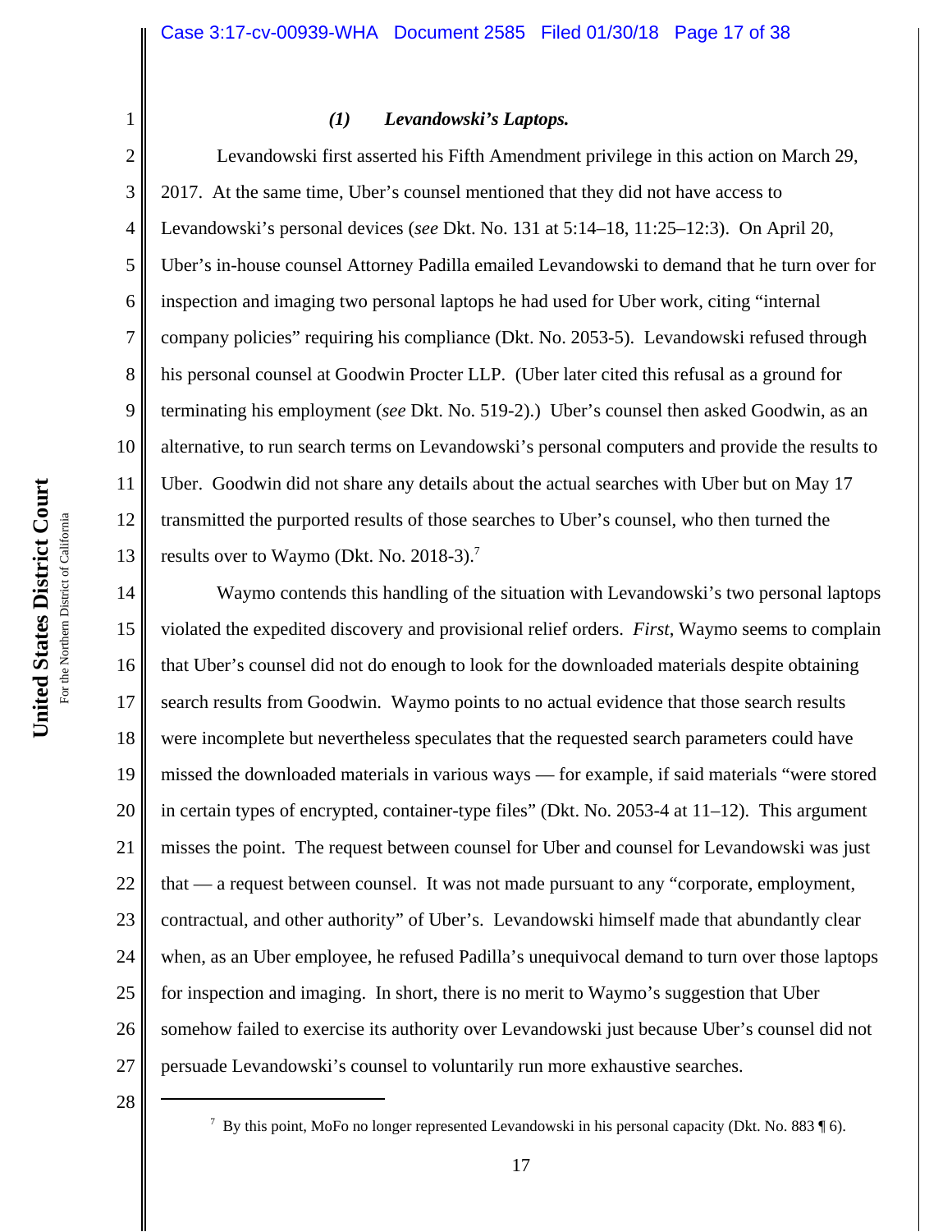### *(1) Levandowski's Laptops.*

Levandowski first asserted his Fifth Amendment privilege in this action on March 29, 2017. At the same time, Uber's counsel mentioned that they did not have access to Levandowski's personal devices (*see* Dkt. No. 131 at 5:14–18, 11:25–12:3). On April 20, Uber's in-house counsel Attorney Padilla emailed Levandowski to demand that he turn over for inspection and imaging two personal laptops he had used for Uber work, citing "internal company policies" requiring his compliance (Dkt. No. 2053-5). Levandowski refused through his personal counsel at Goodwin Procter LLP. (Uber later cited this refusal as a ground for terminating his employment (*see* Dkt. No. 519-2).) Uber's counsel then asked Goodwin, as an alternative, to run search terms on Levandowski's personal computers and provide the results to Uber. Goodwin did not share any details about the actual searches with Uber but on May 17 transmitted the purported results of those searches to Uber's counsel, who then turned the results over to Waymo (Dkt. No. 2018-3).[7]

Waymo contends this handling of the situation with Levandowski's two personal laptops violated the expedited discovery and provisional relief orders. *First*, Waymo seems to complain that Uber's counsel did not do enough to look for the downloaded materials despite obtaining search results from Goodwin. Waymo points to no actual evidence that those search results were incomplete but nevertheless speculates that the requested search parameters could have missed the downloaded materials in various ways — for example, if said materials "were stored in certain types of encrypted, container-type files" (Dkt. No. 2053-4 at 11–12). This argument misses the point. The request between counsel for Uber and counsel for Levandowski was just that — a request between counsel. It was not made pursuant to any "corporate, employment, contractual, and other authority" of Uber's. Levandowski himself made that abundantly clear when, as an Uber employee, he refused Padilla's unequivocal demand to turn over those laptops for inspection and imaging. In short, there is no merit to Waymo's suggestion that Uber somehow failed to exercise its authority over Levandowski just because Uber's counsel did not persuade Levandowski's counsel to voluntarily run more exhaustive searches.

---

[7] By this point, MoFo no longer represented Levandowski in his personal capacity (Dkt. No. 883 ¶ 6).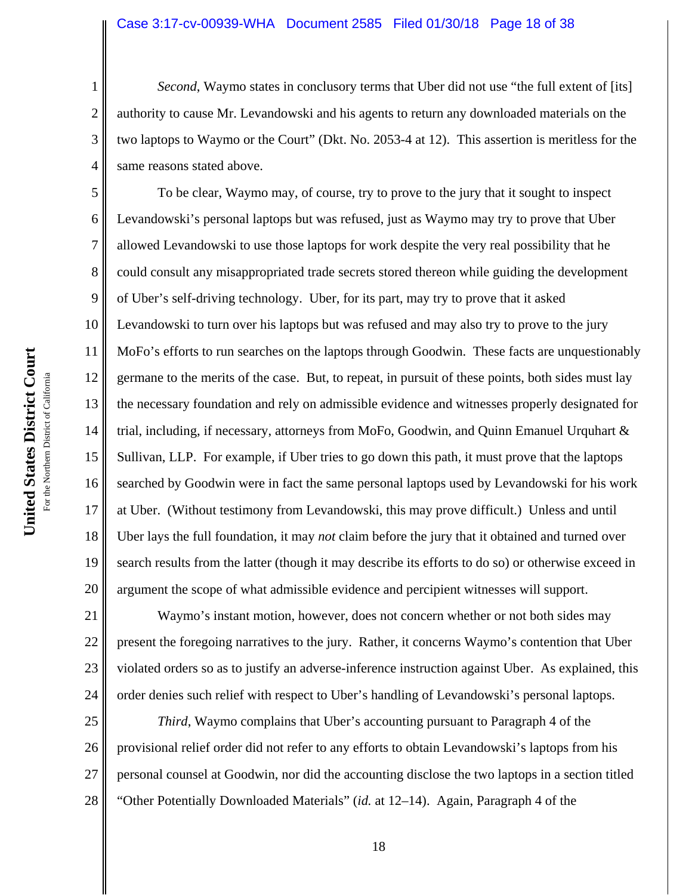*Second*, Waymo states in conclusory terms that Uber did not use "the full extent of [its] authority to cause Mr. Levandowski and his agents to return any downloaded materials on the two laptops to Waymo or the Court" (Dkt. No. 2053-4 at 12). This assertion is meritless for the same reasons stated above.

To be clear, Waymo may, of course, try to prove to the jury that it sought to inspect Levandowski's personal laptops but was refused, just as Waymo may try to prove that Uber allowed Levandowski to use those laptops for work despite the very real possibility that he could consult any misappropriated trade secrets stored thereon while guiding the development of Uber's self-driving technology. Uber, for its part, may try to prove that it asked Levandowski to turn over his laptops but was refused and may also try to prove to the jury MoFo's efforts to run searches on the laptops through Goodwin. These facts are unquestionably germane to the merits of the case. But, to repeat, in pursuit of these points, both sides must lay the necessary foundation and rely on admissible evidence and witnesses properly designated for trial, including, if necessary, attorneys from MoFo, Goodwin, and Quinn Emanuel Urquhart & Sullivan, LLP. For example, if Uber tries to go down this path, it must prove that the laptops searched by Goodwin were in fact the same personal laptops used by Levandowski for his work at Uber. (Without testimony from Levandowski, this may prove difficult.) Unless and until Uber lays the full foundation, it may *not* claim before the jury that it obtained and turned over search results from the latter (though it may describe its efforts to do so) or otherwise exceed in argument the scope of what admissible evidence and percipient witnesses will support.

Waymo's instant motion, however, does not concern whether or not both sides may present the foregoing narratives to the jury. Rather, it concerns Waymo's contention that Uber violated orders so as to justify an adverse-inference instruction against Uber. As explained, this order denies such relief with respect to Uber's handling of Levandowski's personal laptops.

*Third*, Waymo complains that Uber's accounting pursuant to Paragraph 4 of the provisional relief order did not refer to any efforts to obtain Levandowski's laptops from his personal counsel at Goodwin, nor did the accounting disclose the two laptops in a section titled "Other Potentially Downloaded Materials" (*id.* at 12–14). Again, Paragraph 4 of the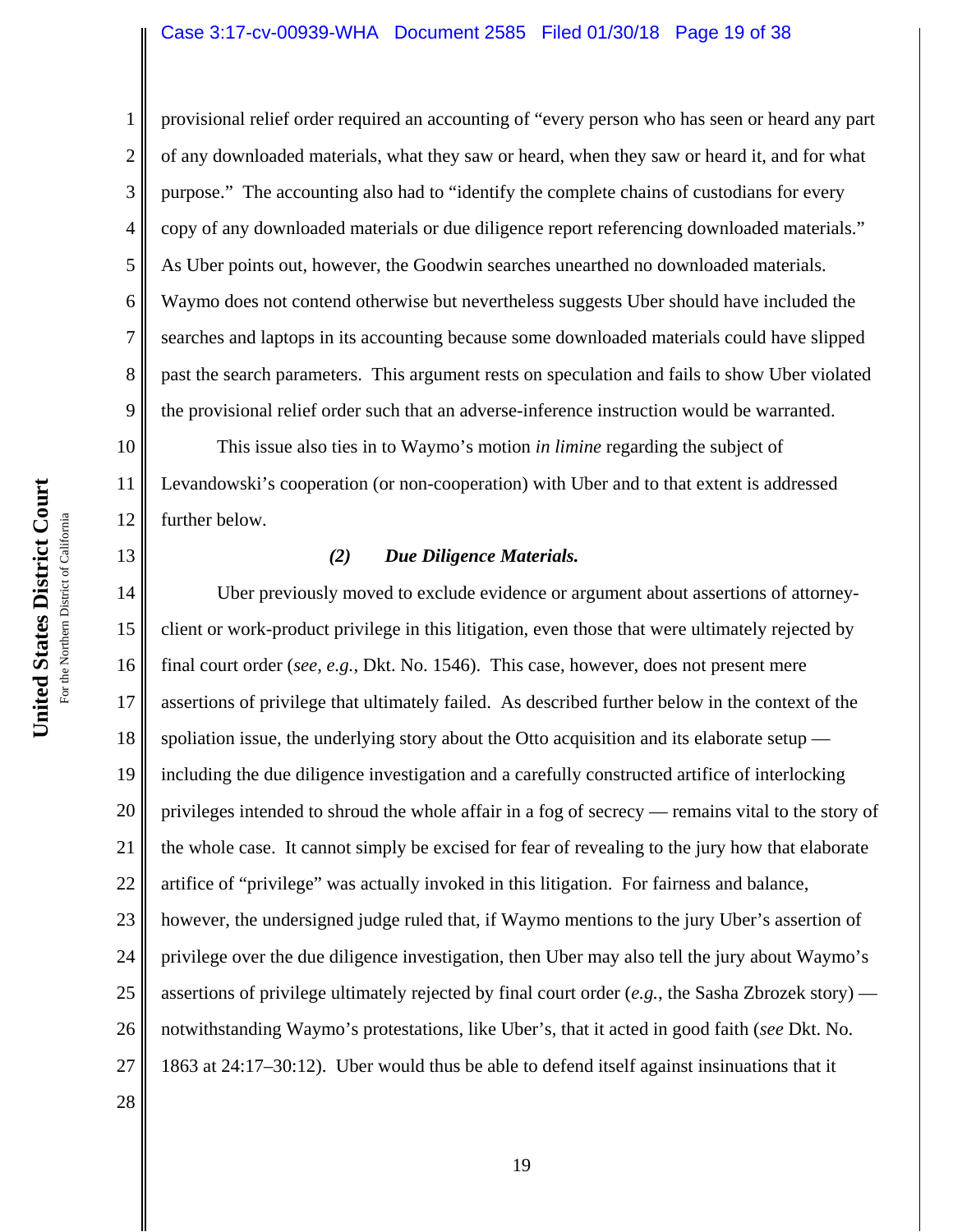provisional relief order required an accounting of "every person who has seen or heard any part of any downloaded materials, what they saw or heard, when they saw or heard it, and for what purpose." The accounting also had to "identify the complete chains of custodians for every copy of any downloaded materials or due diligence report referencing downloaded materials." As Uber points out, however, the Goodwin searches unearthed no downloaded materials. Waymo does not contend otherwise but nevertheless suggests Uber should have included the searches and laptops in its accounting because some downloaded materials could have slipped past the search parameters. This argument rests on speculation and fails to show Uber violated the provisional relief order such that an adverse-inference instruction would be warranted.

This issue also ties in to Waymo's motion *in limine* regarding the subject of Levandowski's cooperation (or non-cooperation) with Uber and to that extent is addressed further below.

***(2) Due Diligence Materials.***

Uber previously moved to exclude evidence or argument about assertions of attorney-client or work-product privilege in this litigation, even those that were ultimately rejected by final court order (*see, e.g.*, Dkt. No. 1546). This case, however, does not present mere assertions of privilege that ultimately failed. As described further below in the context of the spoliation issue, the underlying story about the Otto acquisition and its elaborate setup — including the due diligence investigation and a carefully constructed artifice of interlocking privileges intended to shroud the whole affair in a fog of secrecy — remains vital to the story of the whole case. It cannot simply be excised for fear of revealing to the jury how that elaborate artifice of "privilege" was actually invoked in this litigation. For fairness and balance, however, the undersigned judge ruled that, if Waymo mentions to the jury Uber's assertion of privilege over the due diligence investigation, then Uber may also tell the jury about Waymo's assertions of privilege ultimately rejected by final court order (*e.g.*, the Sasha Zbrozek story) — notwithstanding Waymo's protestations, like Uber's, that it acted in good faith (*see* Dkt. No. 1863 at 24:17–30:12). Uber would thus be able to defend itself against insinuations that it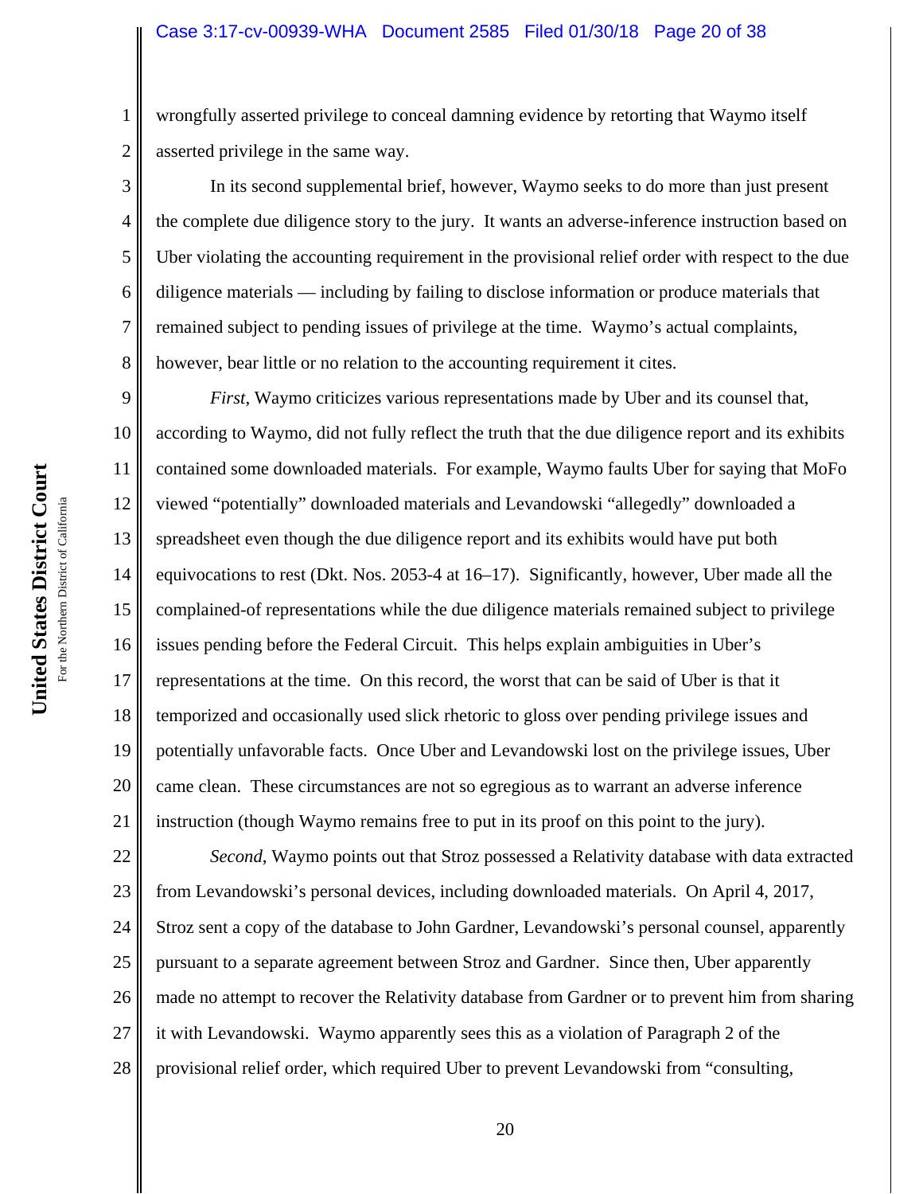wrongfully asserted privilege to conceal damning evidence by retorting that Waymo itself asserted privilege in the same way.

In its second supplemental brief, however, Waymo seeks to do more than just present the complete due diligence story to the jury. It wants an adverse-inference instruction based on Uber violating the accounting requirement in the provisional relief order with respect to the due diligence materials — including by failing to disclose information or produce materials that remained subject to pending issues of privilege at the time. Waymo's actual complaints, however, bear little or no relation to the accounting requirement it cites.

*First*, Waymo criticizes various representations made by Uber and its counsel that, according to Waymo, did not fully reflect the truth that the due diligence report and its exhibits contained some downloaded materials. For example, Waymo faults Uber for saying that MoFo viewed "potentially" downloaded materials and Levandowski "allegedly" downloaded a spreadsheet even though the due diligence report and its exhibits would have put both equivocations to rest (Dkt. Nos. 2053-4 at 16–17). Significantly, however, Uber made all the complained-of representations while the due diligence materials remained subject to privilege issues pending before the Federal Circuit. This helps explain ambiguities in Uber's representations at the time. On this record, the worst that can be said of Uber is that it temporized and occasionally used slick rhetoric to gloss over pending privilege issues and potentially unfavorable facts. Once Uber and Levandowski lost on the privilege issues, Uber came clean. These circumstances are not so egregious as to warrant an adverse inference instruction (though Waymo remains free to put in its proof on this point to the jury).

*Second*, Waymo points out that Stroz possessed a Relativity database with data extracted from Levandowski's personal devices, including downloaded materials. On April 4, 2017, Stroz sent a copy of the database to John Gardner, Levandowski's personal counsel, apparently pursuant to a separate agreement between Stroz and Gardner. Since then, Uber apparently made no attempt to recover the Relativity database from Gardner or to prevent him from sharing it with Levandowski. Waymo apparently sees this as a violation of Paragraph 2 of the provisional relief order, which required Uber to prevent Levandowski from "consulting,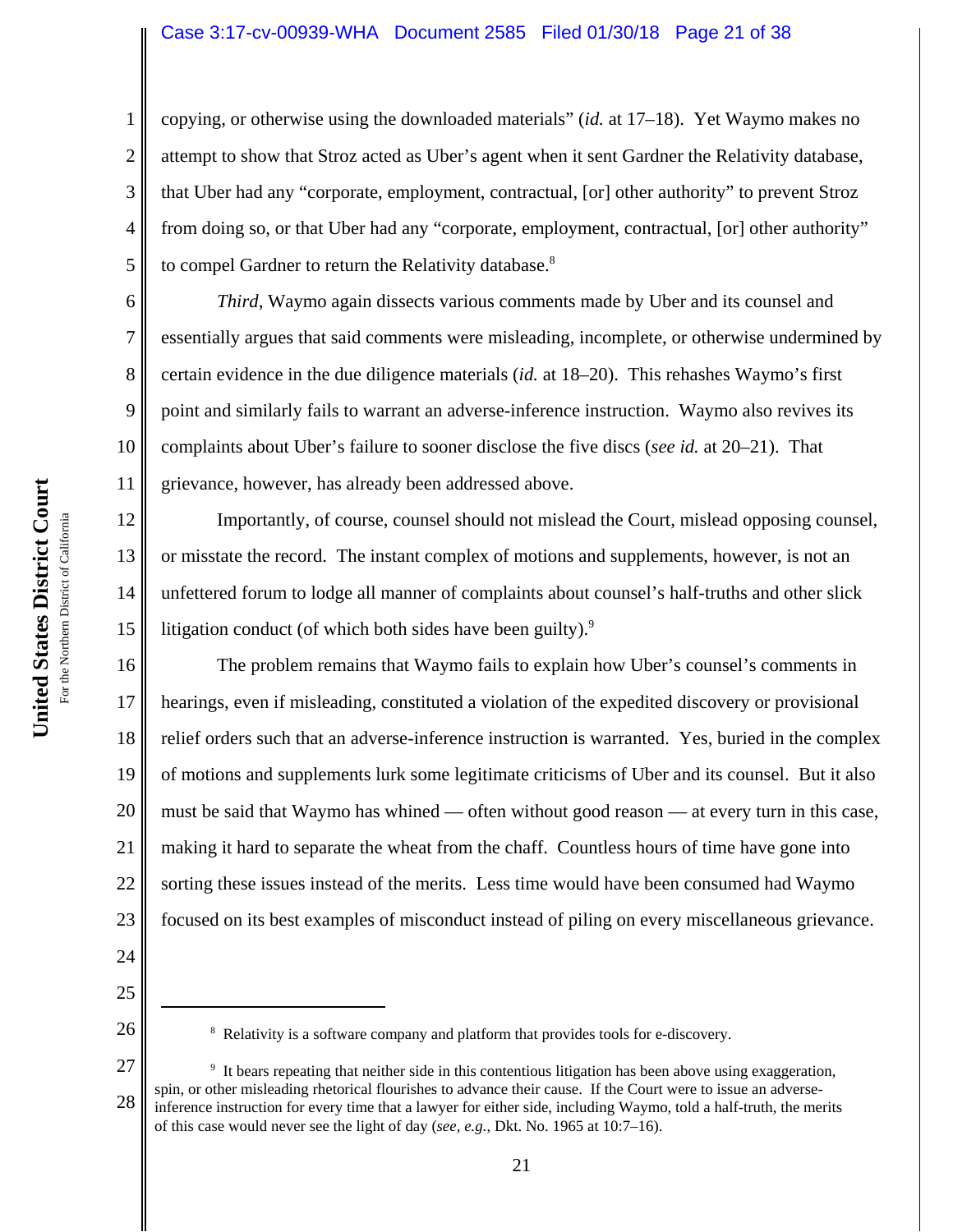copying, or otherwise using the downloaded materials" (*id.* at 17–18). Yet Waymo makes no attempt to show that Stroz acted as Uber's agent when it sent Gardner the Relativity database, that Uber had any "corporate, employment, contractual, [or] other authority" to prevent Stroz from doing so, or that Uber had any "corporate, employment, contractual, [or] other authority" to compel Gardner to return the Relativity database.[8]

*Third*, Waymo again dissects various comments made by Uber and its counsel and essentially argues that said comments were misleading, incomplete, or otherwise undermined by certain evidence in the due diligence materials (*id.* at 18–20). This rehashes Waymo's first point and similarly fails to warrant an adverse-inference instruction. Waymo also revives its complaints about Uber's failure to sooner disclose the five discs (*see id.* at 20–21). That grievance, however, has already been addressed above.

Importantly, of course, counsel should not mislead the Court, mislead opposing counsel, or misstate the record. The instant complex of motions and supplements, however, is not an unfettered forum to lodge all manner of complaints about counsel's half-truths and other slick litigation conduct (of which both sides have been guilty).[9]

The problem remains that Waymo fails to explain how Uber's counsel's comments in hearings, even if misleading, constituted a violation of the expedited discovery or provisional relief orders such that an adverse-inference instruction is warranted. Yes, buried in the complex of motions and supplements lurk some legitimate criticisms of Uber and its counsel. But it also must be said that Waymo has whined — often without good reason — at every turn in this case, making it hard to separate the wheat from the chaff. Countless hours of time have gone into sorting these issues instead of the merits. Less time would have been consumed had Waymo focused on its best examples of misconduct instead of piling on every miscellaneous grievance.

---

[8] Relativity is a software company and platform that provides tools for e-discovery.

[9] It bears repeating that neither side in this contentious litigation has been above using exaggeration, spin, or other misleading rhetorical flourishes to advance their cause. If the Court were to issue an adverse-inference instruction for every time that a lawyer for either side, including Waymo, told a half-truth, the merits of this case would never see the light of day (*see, e.g.,* Dkt. No. 1965 at 10:7–16).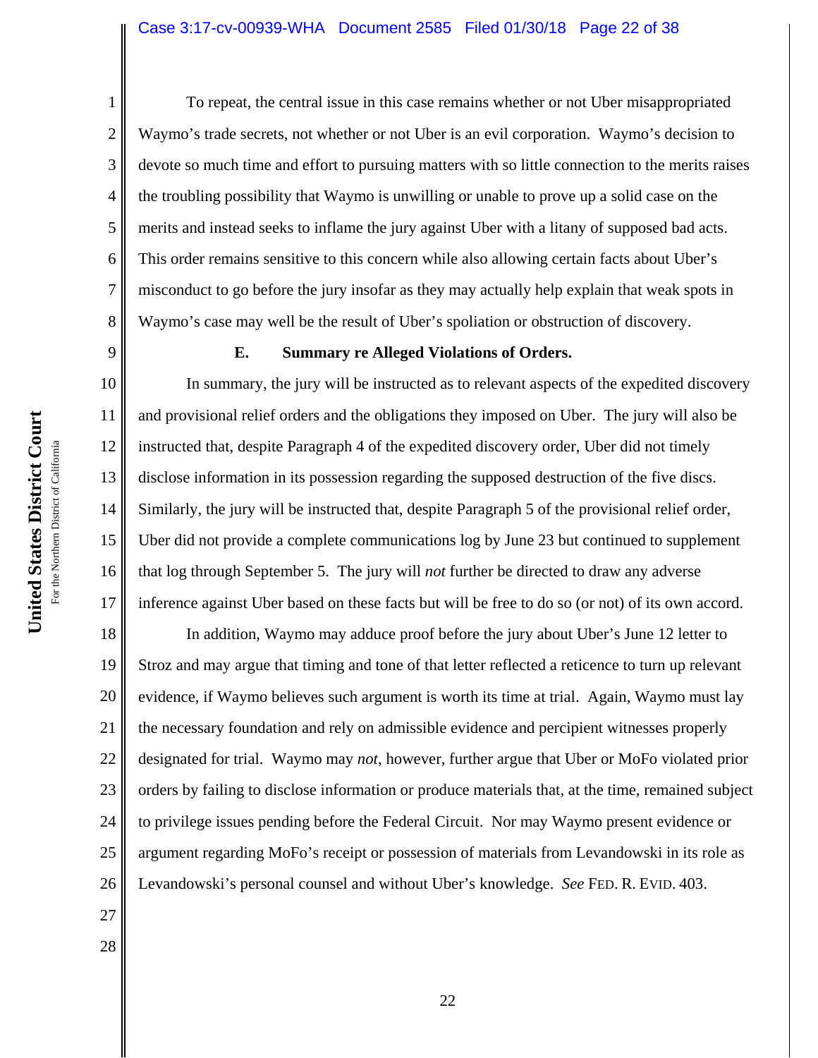To repeat, the central issue in this case remains whether or not Uber misappropriated Waymo's trade secrets, not whether or not Uber is an evil corporation. Waymo's decision to devote so much time and effort to pursuing matters with so little connection to the merits raises the troubling possibility that Waymo is unwilling or unable to prove up a solid case on the merits and instead seeks to inflame the jury against Uber with a litany of supposed bad acts. This order remains sensitive to this concern while also allowing certain facts about Uber's misconduct to go before the jury insofar as they may actually help explain that weak spots in Waymo's case may well be the result of Uber's spoliation or obstruction of discovery.

### E. Summary re Alleged Violations of Orders.

In summary, the jury will be instructed as to relevant aspects of the expedited discovery and provisional relief orders and the obligations they imposed on Uber. The jury will also be instructed that, despite Paragraph 4 of the expedited discovery order, Uber did not timely disclose information in its possession regarding the supposed destruction of the five discs. Similarly, the jury will be instructed that, despite Paragraph 5 of the provisional relief order, Uber did not provide a complete communications log by June 23 but continued to supplement that log through September 5. The jury will *not* further be directed to draw any adverse inference against Uber based on these facts but will be free to do so (or not) of its own accord.

In addition, Waymo may adduce proof before the jury about Uber's June 12 letter to Stroz and may argue that timing and tone of that letter reflected a reticence to turn up relevant evidence, if Waymo believes such argument is worth its time at trial. Again, Waymo must lay the necessary foundation and rely on admissible evidence and percipient witnesses properly designated for trial. Waymo may *not*, however, further argue that Uber or MoFo violated prior orders by failing to disclose information or produce materials that, at the time, remained subject to privilege issues pending before the Federal Circuit. Nor may Waymo present evidence or argument regarding MoFo's receipt or possession of materials from Levandowski in its role as Levandowski's personal counsel and without Uber's knowledge. *See* FED. R. EVID. 403.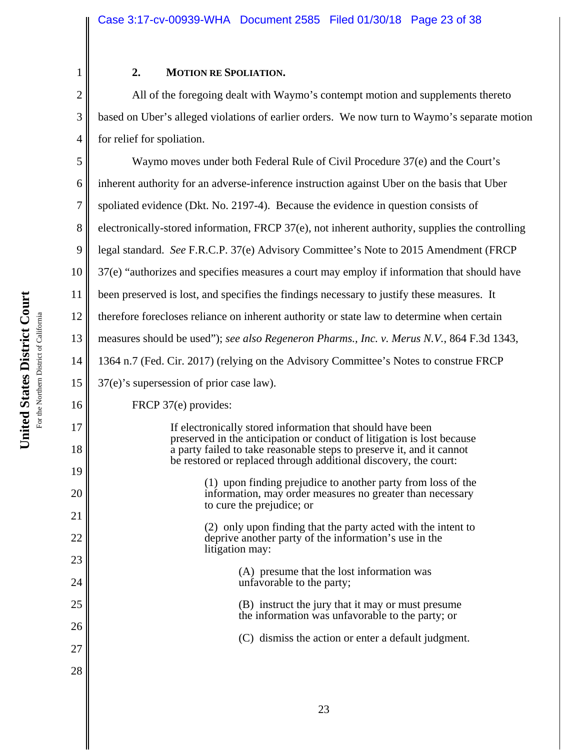### 2. MOTION RE SPOLIATION.

All of the foregoing dealt with Waymo's contempt motion and supplements thereto based on Uber's alleged violations of earlier orders. We now turn to Waymo's separate motion for relief for spoliation.

Waymo moves under both Federal Rule of Civil Procedure 37(e) and the Court's inherent authority for an adverse-inference instruction against Uber on the basis that Uber spoliated evidence (Dkt. No. 2197-4). Because the evidence in question consists of electronically-stored information, FRCP 37(e), not inherent authority, supplies the controlling legal standard. *See* F.R.C.P. 37(e) Advisory Committee's Note to 2015 Amendment (FRCP 37(e) "authorizes and specifies measures a court may employ if information that should have been preserved is lost, and specifies the findings necessary to justify these measures. It therefore forecloses reliance on inherent authority or state law to determine when certain measures should be used"); *see also Regeneron Pharms., Inc. v. Merus N.V.*, 864 F.3d 1343, 1364 n.7 (Fed. Cir. 2017) (relying on the Advisory Committee's Notes to construe FRCP 37(e)'s supersession of prior case law).

FRCP 37(e) provides:

> If electronically stored information that should have been preserved in the anticipation or conduct of litigation is lost because a party failed to take reasonable steps to preserve it, and it cannot be restored or replaced through additional discovery, the court:
>
> > (1) upon finding prejudice to another party from loss of the information, may order measures no greater than necessary to cure the prejudice; or
> >
> > (2) only upon finding that the party acted with the intent to deprive another party of the information's use in the litigation may:
> >
> > > (A) presume that the lost information was unfavorable to the party;
> > >
> > > (B) instruct the jury that it may or must presume the information was unfavorable to the party; or
> > >
> > > (C) dismiss the action or enter a default judgment.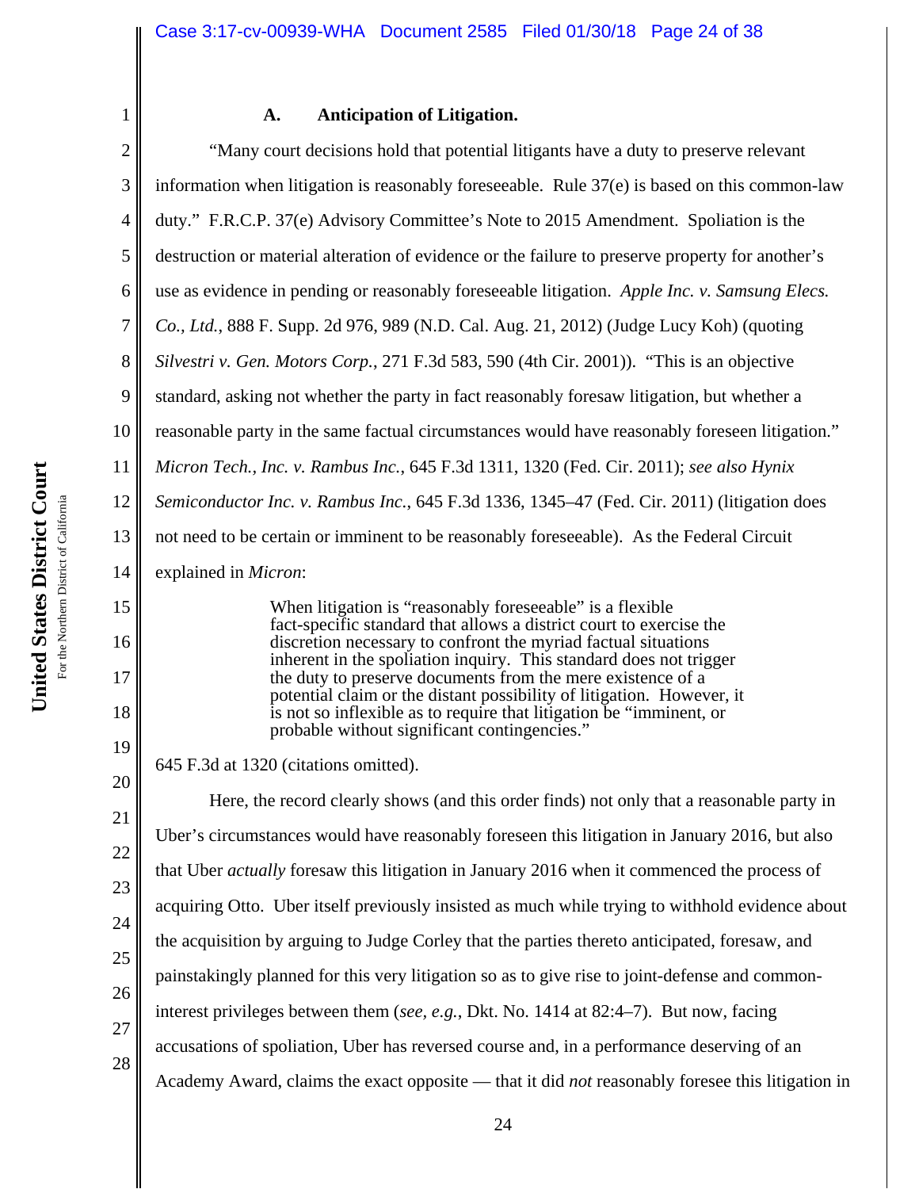### A. Anticipation of Litigation.

"Many court decisions hold that potential litigants have a duty to preserve relevant information when litigation is reasonably foreseeable. Rule 37(e) is based on this common-law duty." F.R.C.P. 37(e) Advisory Committee's Note to 2015 Amendment. Spoliation is the destruction or material alteration of evidence or the failure to preserve property for another's use as evidence in pending or reasonably foreseeable litigation. *Apple Inc. v. Samsung Elecs. Co., Ltd.*, 888 F. Supp. 2d 976, 989 (N.D. Cal. Aug. 21, 2012) (Judge Lucy Koh) (quoting *Silvestri v. Gen. Motors Corp.*, 271 F.3d 583, 590 (4th Cir. 2001)). "This is an objective standard, asking not whether the party in fact reasonably foresaw litigation, but whether a reasonable party in the same factual circumstances would have reasonably foreseen litigation." *Micron Tech., Inc. v. Rambus Inc.*, 645 F.3d 1311, 1320 (Fed. Cir. 2011); *see also Hynix Semiconductor Inc. v. Rambus Inc.*, 645 F.3d 1336, 1345–47 (Fed. Cir. 2011) (litigation does not need to be certain or imminent to be reasonably foreseeable). As the Federal Circuit explained in *Micron*:

> When litigation is "reasonably foreseeable" is a flexible fact-specific standard that allows a district court to exercise the discretion necessary to confront the myriad factual situations inherent in the spoliation inquiry. This standard does not trigger the duty to preserve documents from the mere existence of a potential claim or the distant possibility of litigation. However, it is not so inflexible as to require that litigation be "imminent, or probable without significant contingencies."

645 F.3d at 1320 (citations omitted).

Here, the record clearly shows (and this order finds) not only that a reasonable party in Uber's circumstances would have reasonably foreseen this litigation in January 2016, but also that Uber *actually* foresaw this litigation in January 2016 when it commenced the process of acquiring Otto. Uber itself previously insisted as much while trying to withhold evidence about the acquisition by arguing to Judge Corley that the parties thereto anticipated, foresaw, and painstakingly planned for this very litigation so as to give rise to joint-defense and common-interest privileges between them (*see, e.g.*, Dkt. No. 1414 at 82:4–7). But now, facing accusations of spoliation, Uber has reversed course and, in a performance deserving of an Academy Award, claims the exact opposite — that it did *not* reasonably foresee this litigation in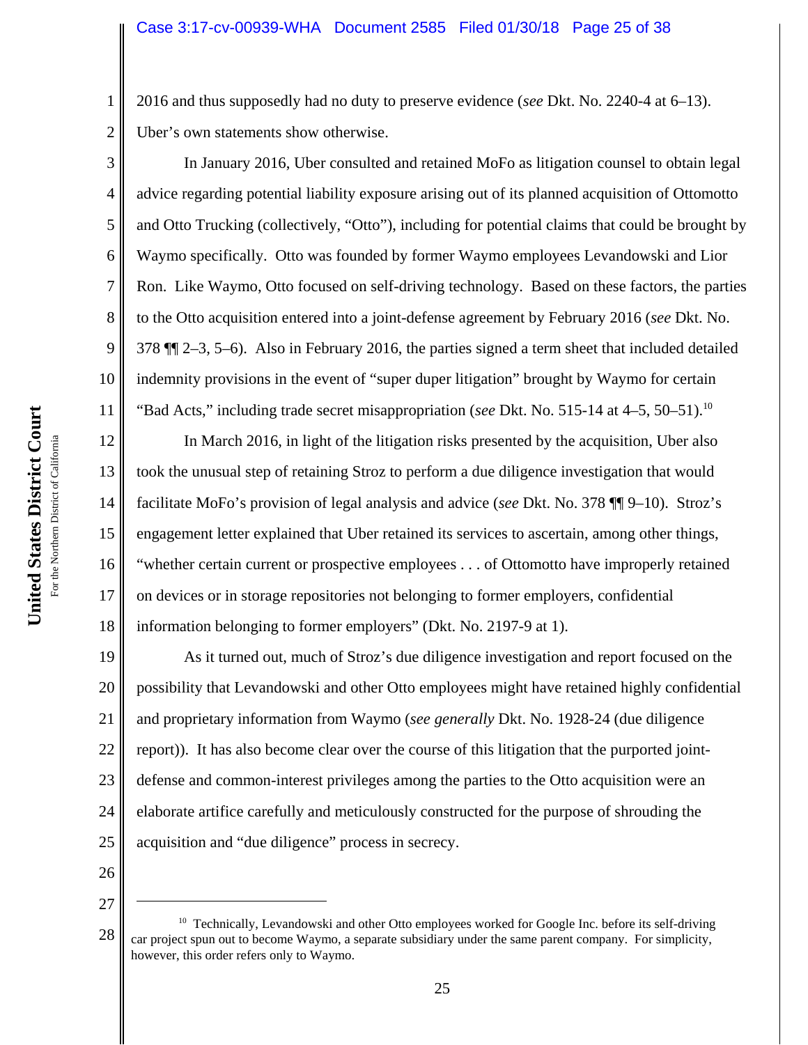2016 and thus supposedly had no duty to preserve evidence (*see* Dkt. No. 2240-4 at 6–13). Uber's own statements show otherwise.

In January 2016, Uber consulted and retained MoFo as litigation counsel to obtain legal advice regarding potential liability exposure arising out of its planned acquisition of Ottomotto and Otto Trucking (collectively, "Otto"), including for potential claims that could be brought by Waymo specifically. Otto was founded by former Waymo employees Levandowski and Lior Ron. Like Waymo, Otto focused on self-driving technology. Based on these factors, the parties to the Otto acquisition entered into a joint-defense agreement by February 2016 (*see* Dkt. No. 378 ¶¶ 2–3, 5–6). Also in February 2016, the parties signed a term sheet that included detailed indemnity provisions in the event of "super duper litigation" brought by Waymo for certain "Bad Acts," including trade secret misappropriation (*see* Dkt. No. 515-14 at 4–5, 50–51).[10]

In March 2016, in light of the litigation risks presented by the acquisition, Uber also took the unusual step of retaining Stroz to perform a due diligence investigation that would facilitate MoFo's provision of legal analysis and advice (*see* Dkt. No. 378 ¶¶ 9–10). Stroz's engagement letter explained that Uber retained its services to ascertain, among other things, "whether certain current or prospective employees . . . of Ottomotto have improperly retained on devices or in storage repositories not belonging to former employers, confidential information belonging to former employers" (Dkt. No. 2197-9 at 1).

As it turned out, much of Stroz's due diligence investigation and report focused on the possibility that Levandowski and other Otto employees might have retained highly confidential and proprietary information from Waymo (*see generally* Dkt. No. 1928-24 (due diligence report)). It has also become clear over the course of this litigation that the purported joint-defense and common-interest privileges among the parties to the Otto acquisition were an elaborate artifice carefully and meticulously constructed for the purpose of shrouding the acquisition and "due diligence" process in secrecy.

---

[10] Technically, Levandowski and other Otto employees worked for Google Inc. before its self-driving car project spun out to become Waymo, a separate subsidiary under the same parent company. For simplicity, however, this order refers only to Waymo.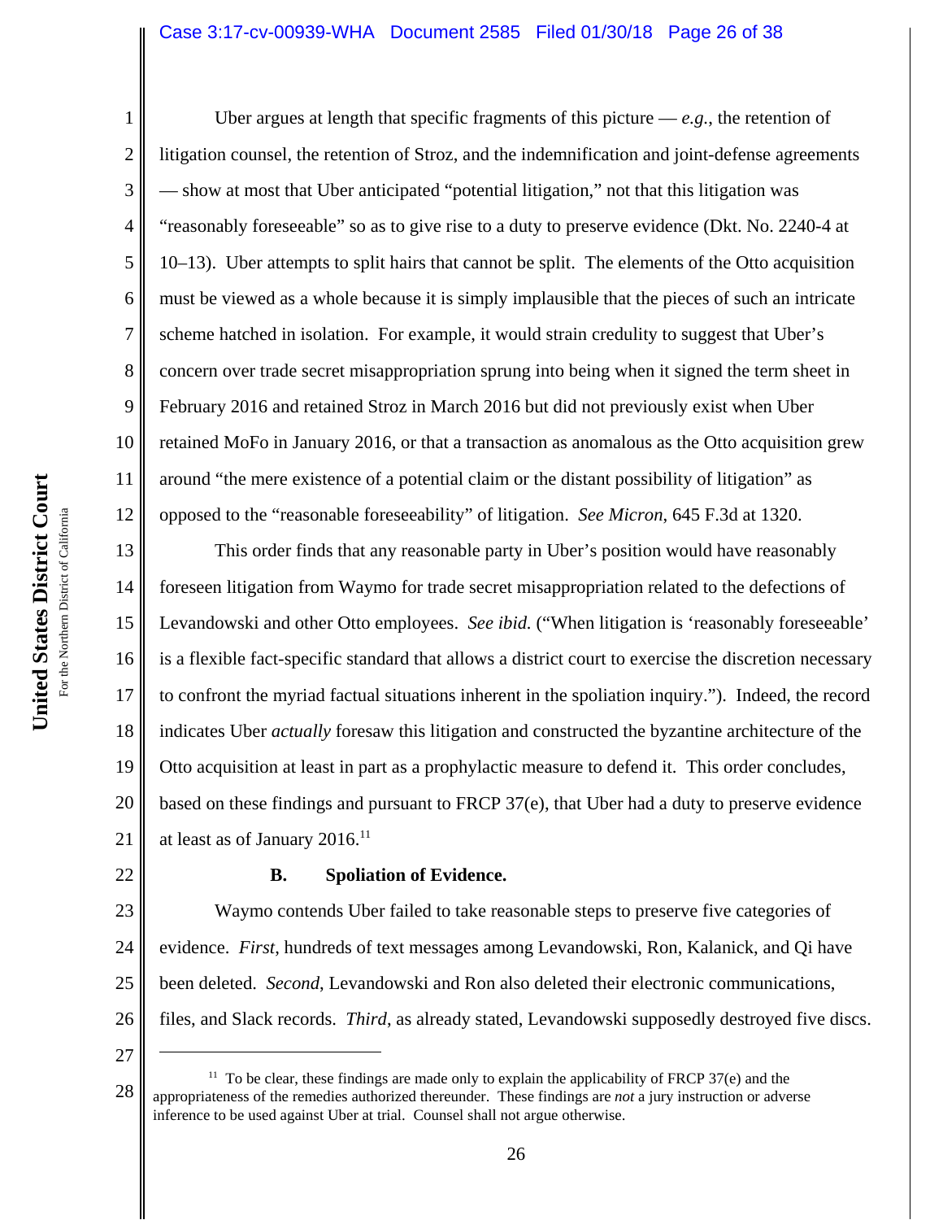Uber argues at length that specific fragments of this picture — *e.g.*, the retention of litigation counsel, the retention of Stroz, and the indemnification and joint-defense agreements — show at most that Uber anticipated "potential litigation," not that this litigation was "reasonably foreseeable" so as to give rise to a duty to preserve evidence (Dkt. No. 2240-4 at 10–13). Uber attempts to split hairs that cannot be split. The elements of the Otto acquisition must be viewed as a whole because it is simply implausible that the pieces of such an intricate scheme hatched in isolation. For example, it would strain credulity to suggest that Uber's concern over trade secret misappropriation sprung into being when it signed the term sheet in February 2016 and retained Stroz in March 2016 but did not previously exist when Uber retained MoFo in January 2016, or that a transaction as anomalous as the Otto acquisition grew around "the mere existence of a potential claim or the distant possibility of litigation" as opposed to the "reasonable foreseeability" of litigation. *See Micron*, 645 F.3d at 1320.

This order finds that any reasonable party in Uber's position would have reasonably foreseen litigation from Waymo for trade secret misappropriation related to the defections of Levandowski and other Otto employees. *See ibid.* ("When litigation is 'reasonably foreseeable' is a flexible fact-specific standard that allows a district court to exercise the discretion necessary to confront the myriad factual situations inherent in the spoliation inquiry."). Indeed, the record indicates Uber *actually* foresaw this litigation and constructed the byzantine architecture of the Otto acquisition at least in part as a prophylactic measure to defend it. This order concludes, based on these findings and pursuant to FRCP 37(e), that Uber had a duty to preserve evidence at least as of January 2016.[11]

### B. Spoliation of Evidence.

Waymo contends Uber failed to take reasonable steps to preserve five categories of evidence. *First*, hundreds of text messages among Levandowski, Ron, Kalanick, and Qi have been deleted. *Second*, Levandowski and Ron also deleted their electronic communications, files, and Slack records. *Third*, as already stated, Levandowski supposedly destroyed five discs.

---

[11] To be clear, these findings are made only to explain the applicability of FRCP 37(e) and the appropriateness of the remedies authorized thereunder. These findings are *not* a jury instruction or adverse inference to be used against Uber at trial. Counsel shall not argue otherwise.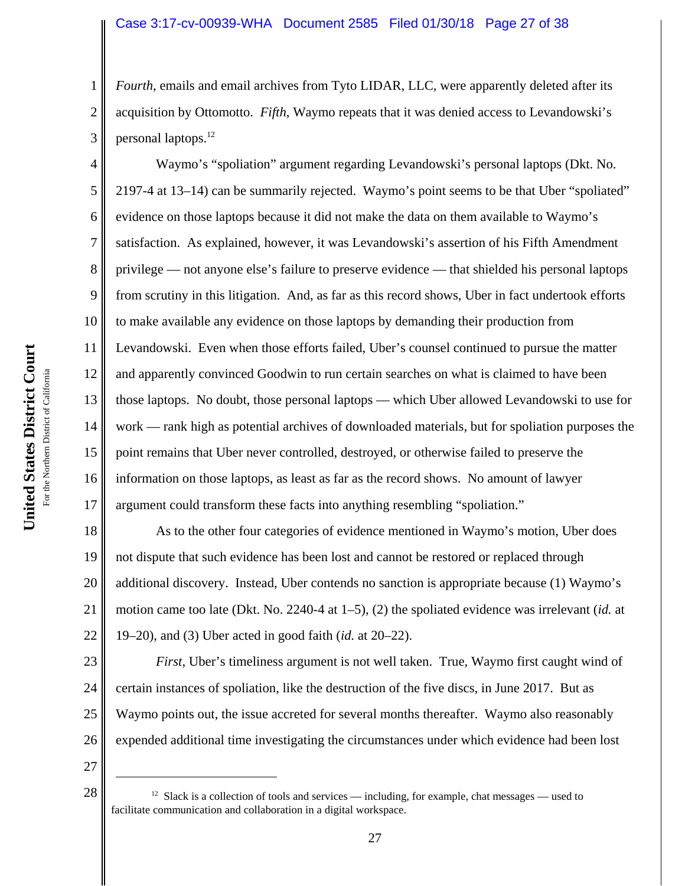*Fourth*, emails and email archives from Tyto LIDAR, LLC, were apparently deleted after its acquisition by Ottomotto. *Fifth*, Waymo repeats that it was denied access to Levandowski's personal laptops.[12]

Waymo's "spoliation" argument regarding Levandowski's personal laptops (Dkt. No. 2197-4 at 13–14) can be summarily rejected. Waymo's point seems to be that Uber "spoliated" evidence on those laptops because it did not make the data on them available to Waymo's satisfaction. As explained, however, it was Levandowski's assertion of his Fifth Amendment privilege — not anyone else's failure to preserve evidence — that shielded his personal laptops from scrutiny in this litigation. And, as far as this record shows, Uber in fact undertook efforts to make available any evidence on those laptops by demanding their production from Levandowski. Even when those efforts failed, Uber's counsel continued to pursue the matter and apparently convinced Goodwin to run certain searches on what is claimed to have been those laptops. No doubt, those personal laptops — which Uber allowed Levandowski to use for work — rank high as potential archives of downloaded materials, but for spoliation purposes the point remains that Uber never controlled, destroyed, or otherwise failed to preserve the information on those laptops, as least as far as the record shows. No amount of lawyer argument could transform these facts into anything resembling "spoliation."

As to the other four categories of evidence mentioned in Waymo's motion, Uber does not dispute that such evidence has been lost and cannot be restored or replaced through additional discovery. Instead, Uber contends no sanction is appropriate because (1) Waymo's motion came too late (Dkt. No. 2240-4 at 1–5), (2) the spoliated evidence was irrelevant (*id.* at 19–20), and (3) Uber acted in good faith (*id.* at 20–22).

*First*, Uber's timeliness argument is not well taken. True, Waymo first caught wind of certain instances of spoliation, like the destruction of the five discs, in June 2017. But as Waymo points out, the issue accreted for several months thereafter. Waymo also reasonably expended additional time investigating the circumstances under which evidence had been lost

---

[12] Slack is a collection of tools and services — including, for example, chat messages — used to facilitate communication and collaboration in a digital workspace.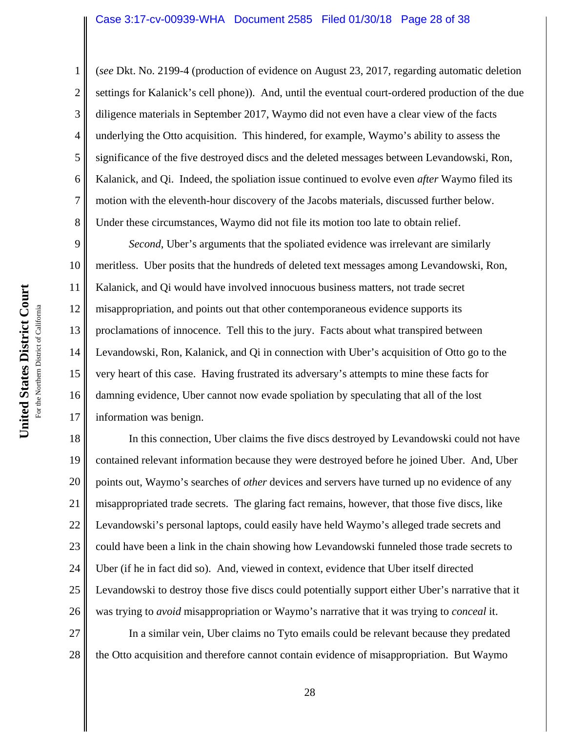(*see* Dkt. No. 2199-4 (production of evidence on August 23, 2017, regarding automatic deletion settings for Kalanick's cell phone)). And, until the eventual court-ordered production of the due diligence materials in September 2017, Waymo did not even have a clear view of the facts underlying the Otto acquisition. This hindered, for example, Waymo's ability to assess the significance of the five destroyed discs and the deleted messages between Levandowski, Ron, Kalanick, and Qi. Indeed, the spoliation issue continued to evolve even *after* Waymo filed its motion with the eleventh-hour discovery of the Jacobs materials, discussed further below. Under these circumstances, Waymo did not file its motion too late to obtain relief.

*Second*, Uber's arguments that the spoliated evidence was irrelevant are similarly meritless. Uber posits that the hundreds of deleted text messages among Levandowski, Ron, Kalanick, and Qi would have involved innocuous business matters, not trade secret misappropriation, and points out that other contemporaneous evidence supports its proclamations of innocence. Tell this to the jury. Facts about what transpired between Levandowski, Ron, Kalanick, and Qi in connection with Uber's acquisition of Otto go to the very heart of this case. Having frustrated its adversary's attempts to mine these facts for damning evidence, Uber cannot now evade spoliation by speculating that all of the lost information was benign.

In this connection, Uber claims the five discs destroyed by Levandowski could not have contained relevant information because they were destroyed before he joined Uber. And, Uber points out, Waymo's searches of *other* devices and servers have turned up no evidence of any misappropriated trade secrets. The glaring fact remains, however, that those five discs, like Levandowski's personal laptops, could easily have held Waymo's alleged trade secrets and could have been a link in the chain showing how Levandowski funneled those trade secrets to Uber (if he in fact did so). And, viewed in context, evidence that Uber itself directed Levandowski to destroy those five discs could potentially support either Uber's narrative that it was trying to *avoid* misappropriation or Waymo's narrative that it was trying to *conceal* it.

In a similar vein, Uber claims no Tyto emails could be relevant because they predated the Otto acquisition and therefore cannot contain evidence of misappropriation. But Waymo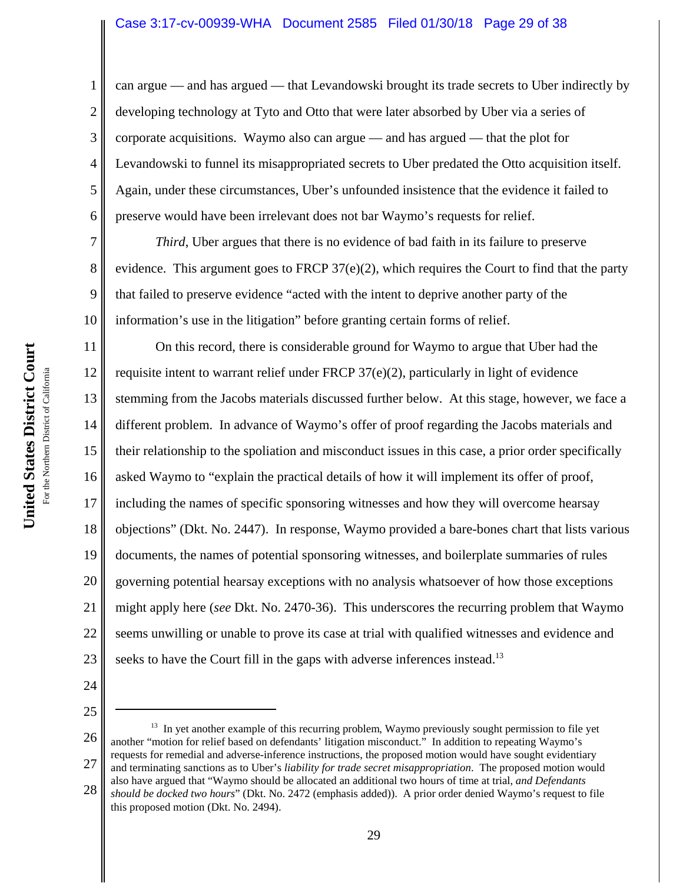can argue — and has argued — that Levandowski brought its trade secrets to Uber indirectly by developing technology at Tyto and Otto that were later absorbed by Uber via a series of corporate acquisitions. Waymo also can argue — and has argued — that the plot for Levandowski to funnel its misappropriated secrets to Uber predated the Otto acquisition itself. Again, under these circumstances, Uber's unfounded insistence that the evidence it failed to preserve would have been irrelevant does not bar Waymo's requests for relief.

*Third*, Uber argues that there is no evidence of bad faith in its failure to preserve evidence. This argument goes to FRCP 37(e)(2), which requires the Court to find that the party that failed to preserve evidence "acted with the intent to deprive another party of the information's use in the litigation" before granting certain forms of relief.

On this record, there is considerable ground for Waymo to argue that Uber had the requisite intent to warrant relief under FRCP 37(e)(2), particularly in light of evidence stemming from the Jacobs materials discussed further below. At this stage, however, we face a different problem. In advance of Waymo's offer of proof regarding the Jacobs materials and their relationship to the spoliation and misconduct issues in this case, a prior order specifically asked Waymo to "explain the practical details of how it will implement its offer of proof, including the names of specific sponsoring witnesses and how they will overcome hearsay objections" (Dkt. No. 2447). In response, Waymo provided a bare-bones chart that lists various documents, the names of potential sponsoring witnesses, and boilerplate summaries of rules governing potential hearsay exceptions with no analysis whatsoever of how those exceptions might apply here (*see* Dkt. No. 2470-36). This underscores the recurring problem that Waymo seems unwilling or unable to prove its case at trial with qualified witnesses and evidence and seeks to have the Court fill in the gaps with adverse inferences instead.[13]

---

[13] In yet another example of this recurring problem, Waymo previously sought permission to file yet another "motion for relief based on defendants' litigation misconduct." In addition to repeating Waymo's requests for remedial and adverse-inference instructions, the proposed motion would have sought evidentiary and terminating sanctions as to Uber's *liability for trade secret misappropriation*. The proposed motion would also have argued that "Waymo should be allocated an additional two hours of time at trial, *and Defendants should be docked two hours*" (Dkt. No. 2472 (emphasis added)). A prior order denied Waymo's request to file this proposed motion (Dkt. No. 2494).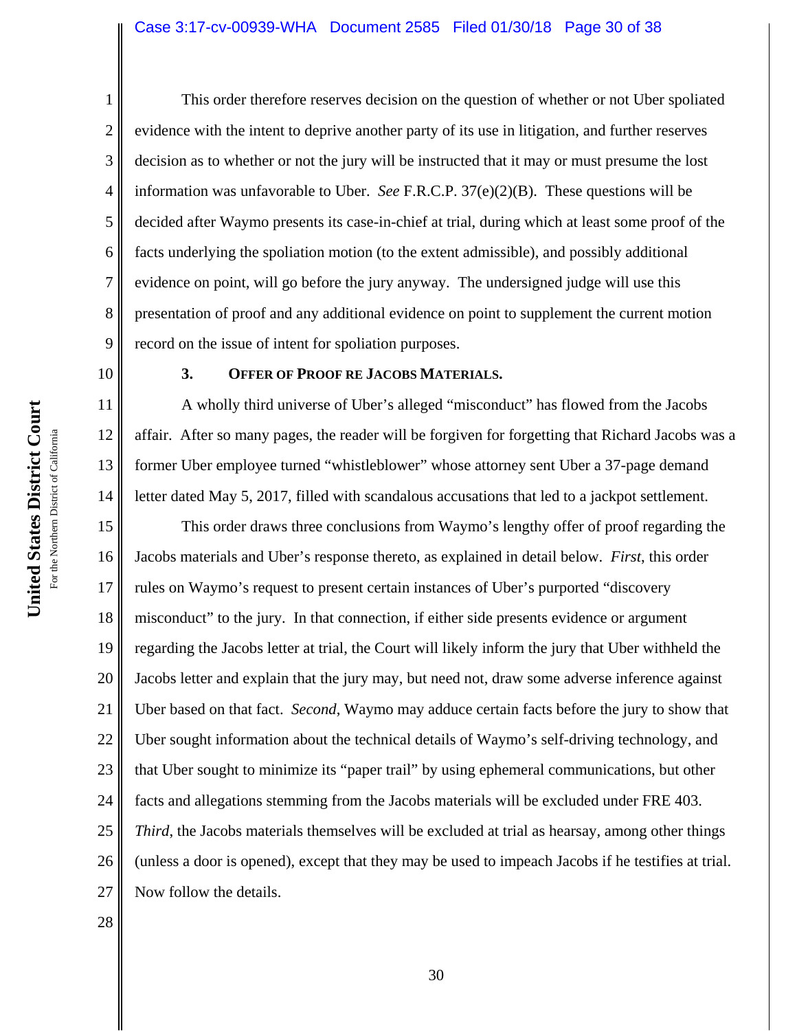This order therefore reserves decision on the question of whether or not Uber spoliated evidence with the intent to deprive another party of its use in litigation, and further reserves decision as to whether or not the jury will be instructed that it may or must presume the lost information was unfavorable to Uber. *See* F.R.C.P. 37(e)(2)(B). These questions will be decided after Waymo presents its case-in-chief at trial, during which at least some proof of the facts underlying the spoliation motion (to the extent admissible), and possibly additional evidence on point, will go before the jury anyway. The undersigned judge will use this presentation of proof and any additional evidence on point to supplement the current motion record on the issue of intent for spoliation purposes.

### 3. Offer of Proof re Jacobs Materials.

A wholly third universe of Uber's alleged "misconduct" has flowed from the Jacobs affair. After so many pages, the reader will be forgiven for forgetting that Richard Jacobs was a former Uber employee turned "whistleblower" whose attorney sent Uber a 37-page demand letter dated May 5, 2017, filled with scandalous accusations that led to a jackpot settlement.

This order draws three conclusions from Waymo's lengthy offer of proof regarding the Jacobs materials and Uber's response thereto, as explained in detail below. *First*, this order rules on Waymo's request to present certain instances of Uber's purported "discovery misconduct" to the jury. In that connection, if either side presents evidence or argument regarding the Jacobs letter at trial, the Court will likely inform the jury that Uber withheld the Jacobs letter and explain that the jury may, but need not, draw some adverse inference against Uber based on that fact. *Second*, Waymo may adduce certain facts before the jury to show that Uber sought information about the technical details of Waymo's self-driving technology, and that Uber sought to minimize its "paper trail" by using ephemeral communications, but other facts and allegations stemming from the Jacobs materials will be excluded under FRE 403. *Third*, the Jacobs materials themselves will be excluded at trial as hearsay, among other things (unless a door is opened), except that they may be used to impeach Jacobs if he testifies at trial. Now follow the details.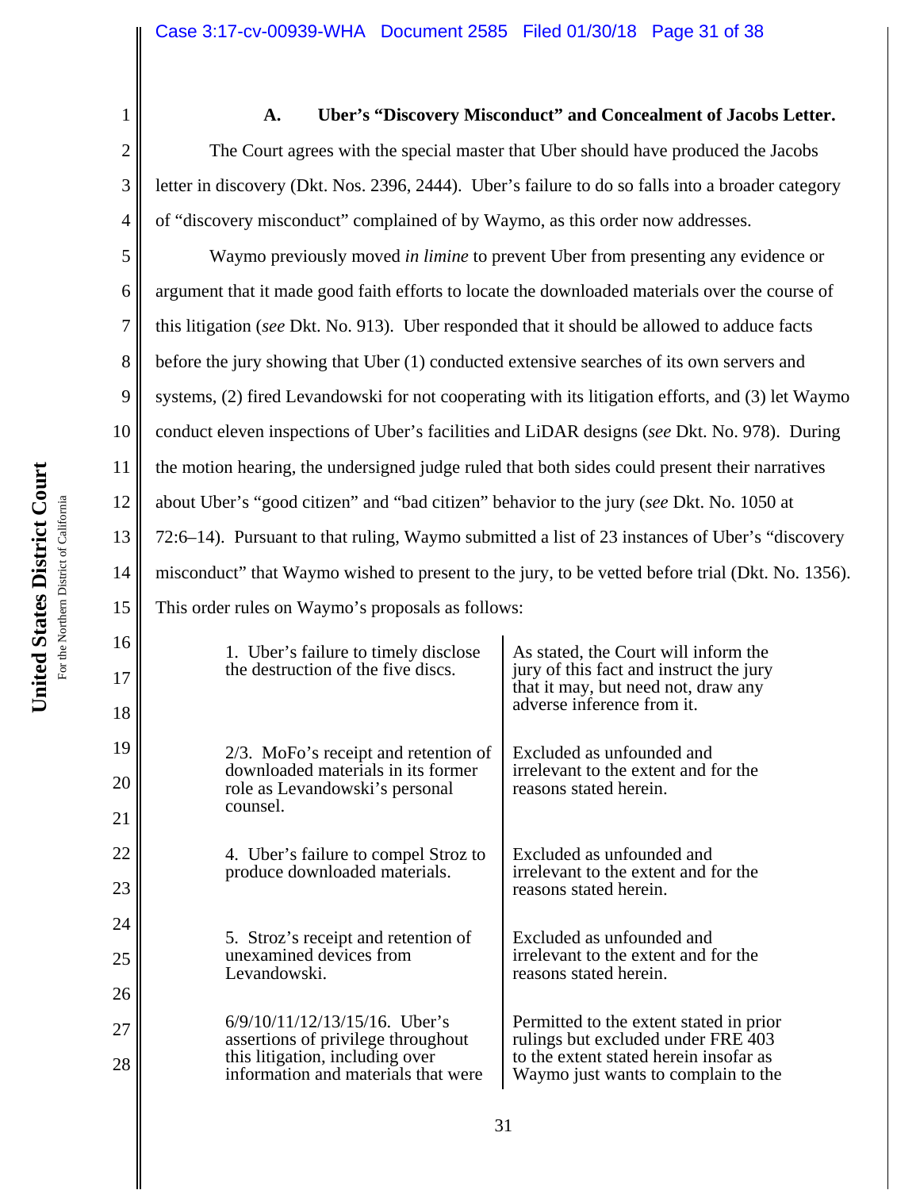### A. Uber's "Discovery Misconduct" and Concealment of Jacobs Letter.

The Court agrees with the special master that Uber should have produced the Jacobs letter in discovery (Dkt. Nos. 2396, 2444). Uber's failure to do so falls into a broader category of "discovery misconduct" complained of by Waymo, as this order now addresses.

Waymo previously moved *in limine* to prevent Uber from presenting any evidence or argument that it made good faith efforts to locate the downloaded materials over the course of this litigation (*see* Dkt. No. 913). Uber responded that it should be allowed to adduce facts before the jury showing that Uber (1) conducted extensive searches of its own servers and systems, (2) fired Levandowski for not cooperating with its litigation efforts, and (3) let Waymo conduct eleven inspections of Uber's facilities and LiDAR designs (*see* Dkt. No. 978). During the motion hearing, the undersigned judge ruled that both sides could present their narratives about Uber's "good citizen" and "bad citizen" behavior to the jury (*see* Dkt. No. 1050 at 72:6–14). Pursuant to that ruling, Waymo submitted a list of 23 instances of Uber's "discovery misconduct" that Waymo wished to present to the jury, to be vetted before trial (Dkt. No. 1356). This order rules on Waymo's proposals as follows:

| | |
|---|---|
| 1. Uber's failure to timely disclose the destruction of the five discs. | As stated, the Court will inform the jury of this fact and instruct the jury that it may, but need not, draw any adverse inference from it. |
| 2/3. MoFo's receipt and retention of downloaded materials in its former role as Levandowski's personal counsel. | Excluded as unfounded and irrelevant to the extent and for the reasons stated herein. |
| 4. Uber's failure to compel Stroz to produce downloaded materials. | Excluded as unfounded and irrelevant to the extent and for the reasons stated herein. |
| 5. Stroz's receipt and retention of unexamined devices from Levandowski. | Excluded as unfounded and irrelevant to the extent and for the reasons stated herein. |
| 6/9/10/11/12/13/15/16. Uber's assertions of privilege throughout this litigation, including over information and materials that were | Permitted to the extent stated in prior rulings but excluded under FRE 403 to the extent stated herein insofar as Waymo just wants to complain to the |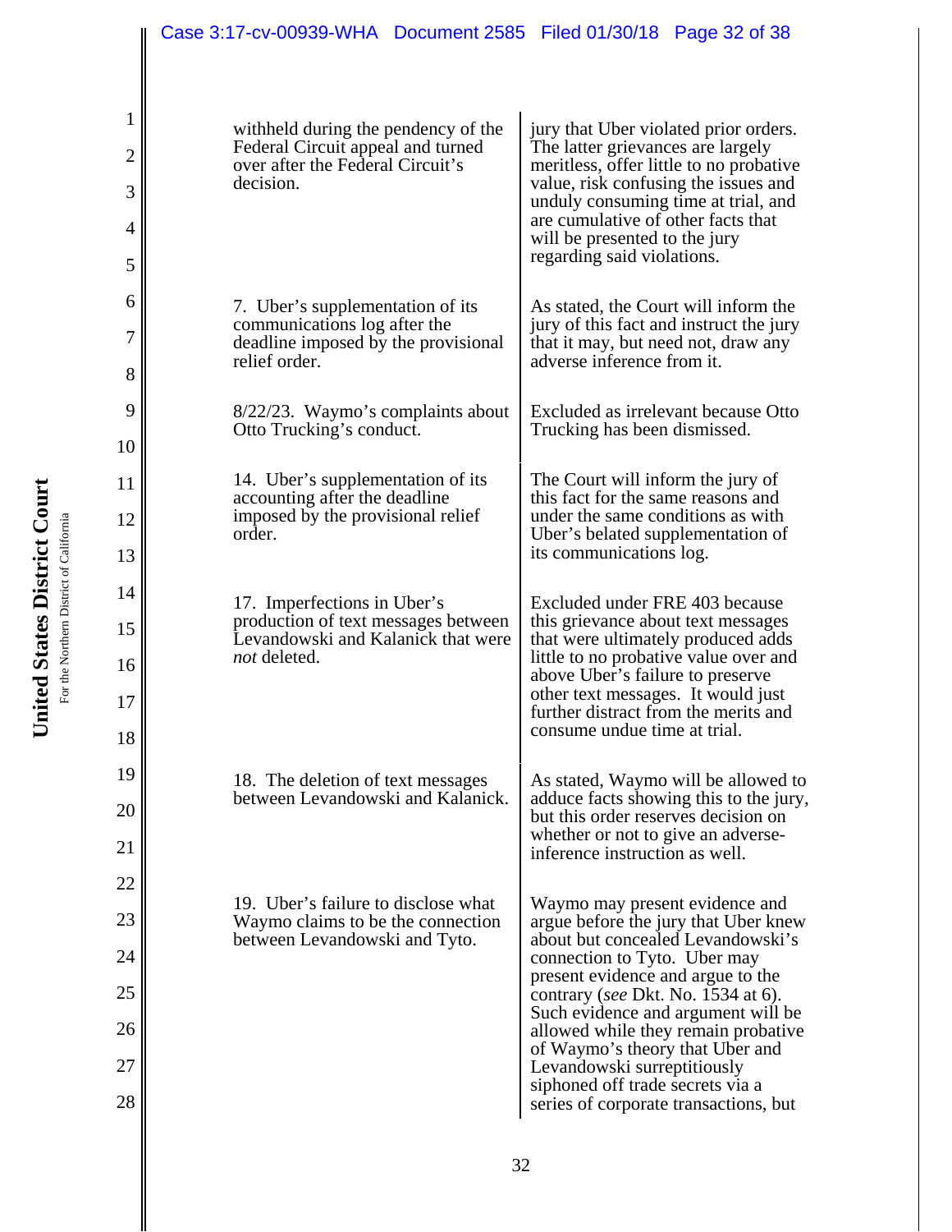| | |
|---|---|
| withheld during the pendency of the Federal Circuit appeal and turned over after the Federal Circuit's decision. | jury that Uber violated prior orders. The latter grievances are largely meritless, offer little to no probative value, risk confusing the issues and unduly consuming time at trial, and are cumulative of other facts that will be presented to the jury regarding said violations. |
| 7. Uber's supplementation of its communications log after the deadline imposed by the provisional relief order. | As stated, the Court will inform the jury of this fact and instruct the jury that it may, but need not, draw any adverse inference from it. |
| 8/22/23. Waymo's complaints about Otto Trucking's conduct. | Excluded as irrelevant because Otto Trucking has been dismissed. |
| 14. Uber's supplementation of its accounting after the deadline imposed by the provisional relief order. | The Court will inform the jury of this fact for the same reasons and under the same conditions as with Uber's belated supplementation of its communications log. |
| 17. Imperfections in Uber's production of text messages between Levandowski and Kalanick that were *not* deleted. | Excluded under FRE 403 because this grievance about text messages that were ultimately produced adds little to no probative value over and above Uber's failure to preserve other text messages. It would just further distract from the merits and consume undue time at trial. |
| 18. The deletion of text messages between Levandowski and Kalanick. | As stated, Waymo will be allowed to adduce facts showing this to the jury, but this order reserves decision on whether or not to give an adverse-inference instruction as well. |
| 19. Uber's failure to disclose what Waymo claims to be the connection between Levandowski and Tyto. | Waymo may present evidence and argue before the jury that Uber knew about but concealed Levandowski's connection to Tyto. Uber may present evidence and argue to the contrary (*see* Dkt. No. 1534 at 6). Such evidence and argument will be allowed while they remain probative of Waymo's theory that Uber and Levandowski surreptitiously siphoned off trade secrets via a series of corporate transactions, but |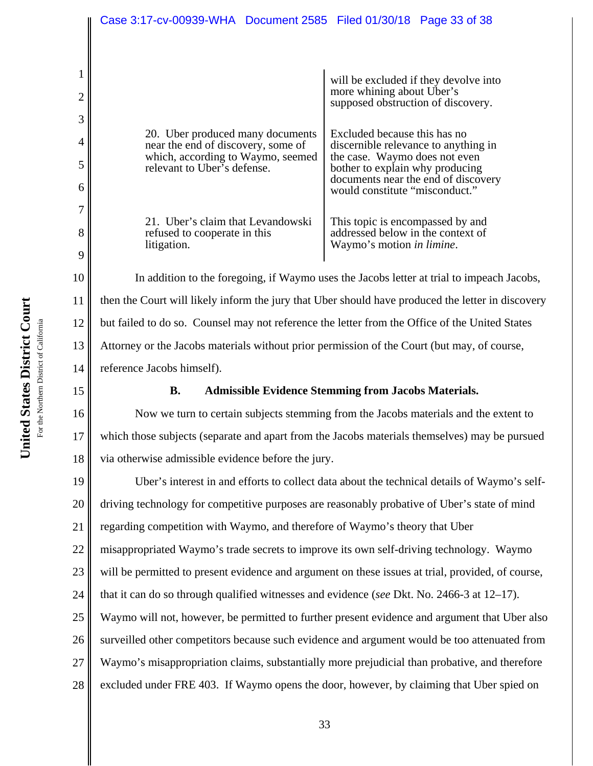| | |
|---|---|
| | will be excluded if they devolve into more whining about Uber's supposed obstruction of discovery. |
| 20. Uber produced many documents near the end of discovery, some of which, according to Waymo, seemed relevant to Uber's defense. | Excluded because this has no discernible relevance to anything in the case. Waymo does not even bother to explain why producing documents near the end of discovery would constitute "misconduct." |
| 21. Uber's claim that Levandowski refused to cooperate in this litigation. | This topic is encompassed by and addressed below in the context of Waymo's motion *in limine*. |

In addition to the foregoing, if Waymo uses the Jacobs letter at trial to impeach Jacobs, then the Court will likely inform the jury that Uber should have produced the letter in discovery but failed to do so. Counsel may not reference the letter from the Office of the United States Attorney or the Jacobs materials without prior permission of the Court (but may, of course, reference Jacobs himself).

**B. Admissible Evidence Stemming from Jacobs Materials.**

Now we turn to certain subjects stemming from the Jacobs materials and the extent to which those subjects (separate and apart from the Jacobs materials themselves) may be pursued via otherwise admissible evidence before the jury.

Uber's interest in and efforts to collect data about the technical details of Waymo's self-driving technology for competitive purposes are reasonably probative of Uber's state of mind regarding competition with Waymo, and therefore of Waymo's theory that Uber misappropriated Waymo's trade secrets to improve its own self-driving technology. Waymo will be permitted to present evidence and argument on these issues at trial, provided, of course, that it can do so through qualified witnesses and evidence (*see* Dkt. No. 2466-3 at 12–17). Waymo will not, however, be permitted to further present evidence and argument that Uber also surveilled other competitors because such evidence and argument would be too attenuated from Waymo's misappropriation claims, substantially more prejudicial than probative, and therefore excluded under FRE 403. If Waymo opens the door, however, by claiming that Uber spied on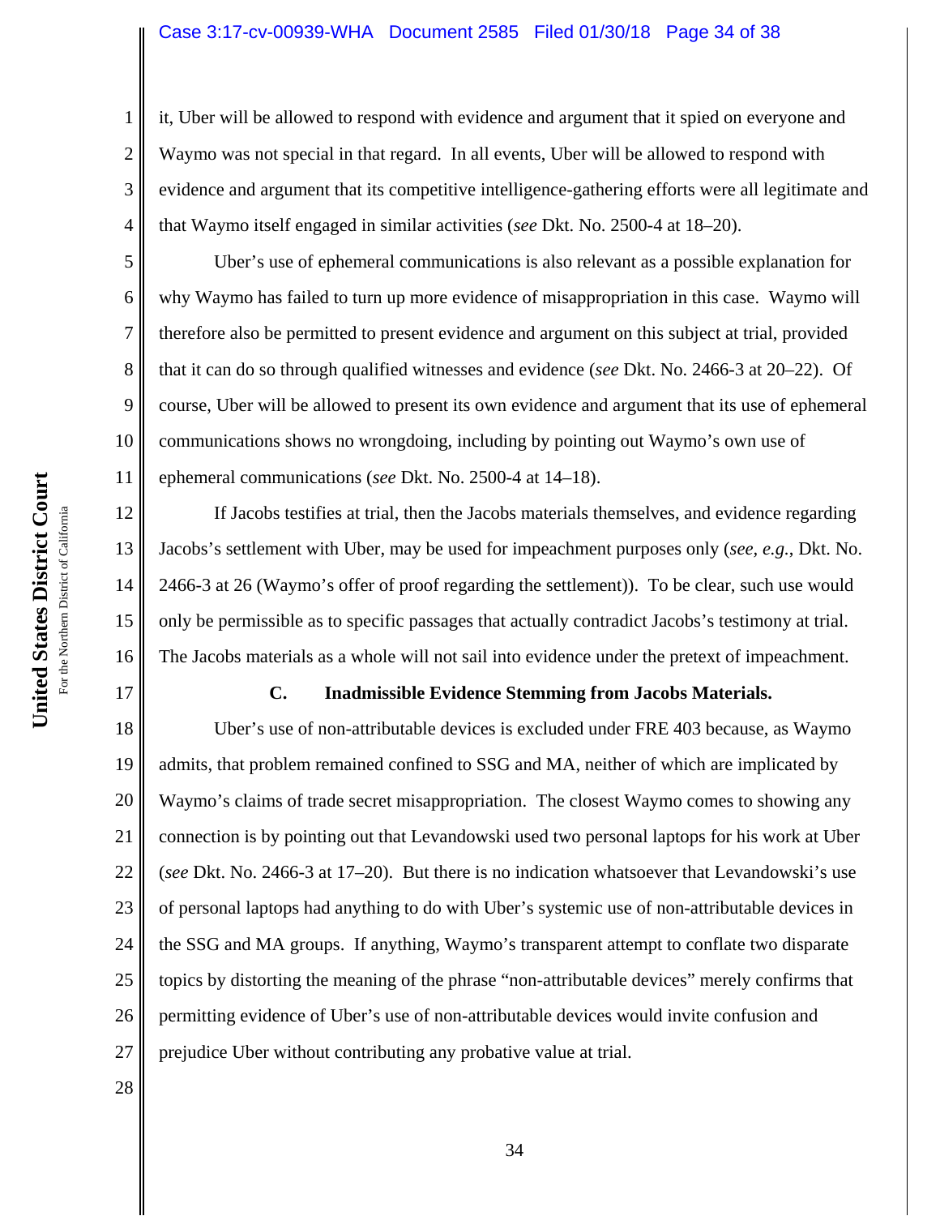it, Uber will be allowed to respond with evidence and argument that it spied on everyone and Waymo was not special in that regard. In all events, Uber will be allowed to respond with evidence and argument that its competitive intelligence-gathering efforts were all legitimate and that Waymo itself engaged in similar activities (*see* Dkt. No. 2500-4 at 18–20).

Uber's use of ephemeral communications is also relevant as a possible explanation for why Waymo has failed to turn up more evidence of misappropriation in this case. Waymo will therefore also be permitted to present evidence and argument on this subject at trial, provided that it can do so through qualified witnesses and evidence (*see* Dkt. No. 2466-3 at 20–22). Of course, Uber will be allowed to present its own evidence and argument that its use of ephemeral communications shows no wrongdoing, including by pointing out Waymo's own use of ephemeral communications (*see* Dkt. No. 2500-4 at 14–18).

If Jacobs testifies at trial, then the Jacobs materials themselves, and evidence regarding Jacobs's settlement with Uber, may be used for impeachment purposes only (*see, e.g.*, Dkt. No. 2466-3 at 26 (Waymo's offer of proof regarding the settlement)). To be clear, such use would only be permissible as to specific passages that actually contradict Jacobs's testimony at trial. The Jacobs materials as a whole will not sail into evidence under the pretext of impeachment.

### C. Inadmissible Evidence Stemming from Jacobs Materials.

Uber's use of non-attributable devices is excluded under FRE 403 because, as Waymo admits, that problem remained confined to SSG and MA, neither of which are implicated by Waymo's claims of trade secret misappropriation. The closest Waymo comes to showing any connection is by pointing out that Levandowski used two personal laptops for his work at Uber (*see* Dkt. No. 2466-3 at 17–20). But there is no indication whatsoever that Levandowski's use of personal laptops had anything to do with Uber's systemic use of non-attributable devices in the SSG and MA groups. If anything, Waymo's transparent attempt to conflate two disparate topics by distorting the meaning of the phrase "non-attributable devices" merely confirms that permitting evidence of Uber's use of non-attributable devices would invite confusion and prejudice Uber without contributing any probative value at trial.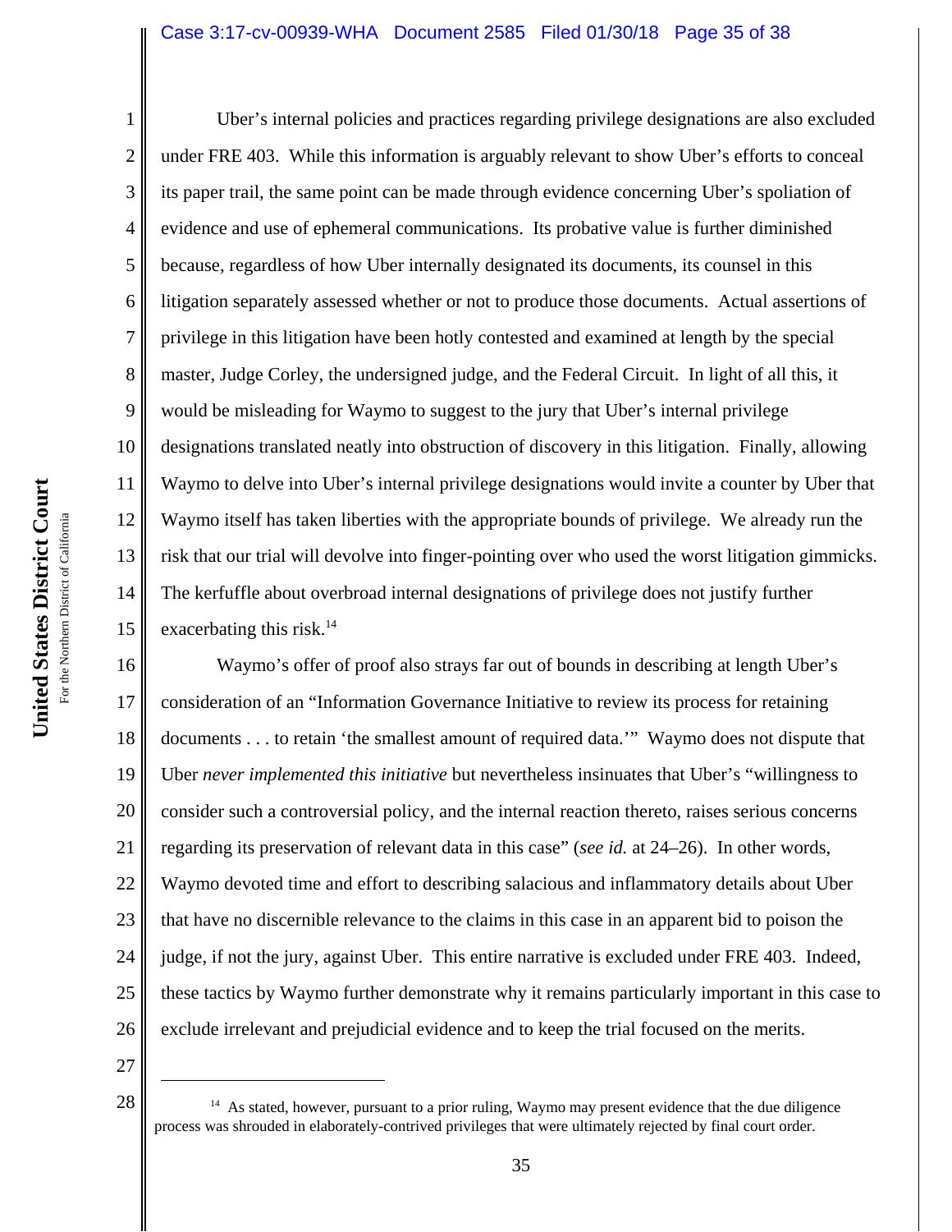Uber's internal policies and practices regarding privilege designations are also excluded under FRE 403. While this information is arguably relevant to show Uber's efforts to conceal its paper trail, the same point can be made through evidence concerning Uber's spoliation of evidence and use of ephemeral communications. Its probative value is further diminished because, regardless of how Uber internally designated its documents, its counsel in this litigation separately assessed whether or not to produce those documents. Actual assertions of privilege in this litigation have been hotly contested and examined at length by the special master, Judge Corley, the undersigned judge, and the Federal Circuit. In light of all this, it would be misleading for Waymo to suggest to the jury that Uber's internal privilege designations translated neatly into obstruction of discovery in this litigation. Finally, allowing Waymo to delve into Uber's internal privilege designations would invite a counter by Uber that Waymo itself has taken liberties with the appropriate bounds of privilege. We already run the risk that our trial will devolve into finger-pointing over who used the worst litigation gimmicks. The kerfuffle about overbroad internal designations of privilege does not justify further exacerbating this risk.[14]

Waymo's offer of proof also strays far out of bounds in describing at length Uber's consideration of an "Information Governance Initiative to review its process for retaining documents . . . to retain 'the smallest amount of required data.'" Waymo does not dispute that Uber *never implemented this initiative* but nevertheless insinuates that Uber's "willingness to consider such a controversial policy, and the internal reaction thereto, raises serious concerns regarding its preservation of relevant data in this case" (*see id.* at 24–26). In other words, Waymo devoted time and effort to describing salacious and inflammatory details about Uber that have no discernible relevance to the claims in this case in an apparent bid to poison the judge, if not the jury, against Uber. This entire narrative is excluded under FRE 403. Indeed, these tactics by Waymo further demonstrate why it remains particularly important in this case to exclude irrelevant and prejudicial evidence and to keep the trial focused on the merits.

---

[14] As stated, however, pursuant to a prior ruling, Waymo may present evidence that the due diligence process was shrouded in elaborately-contrived privileges that were ultimately rejected by final court order.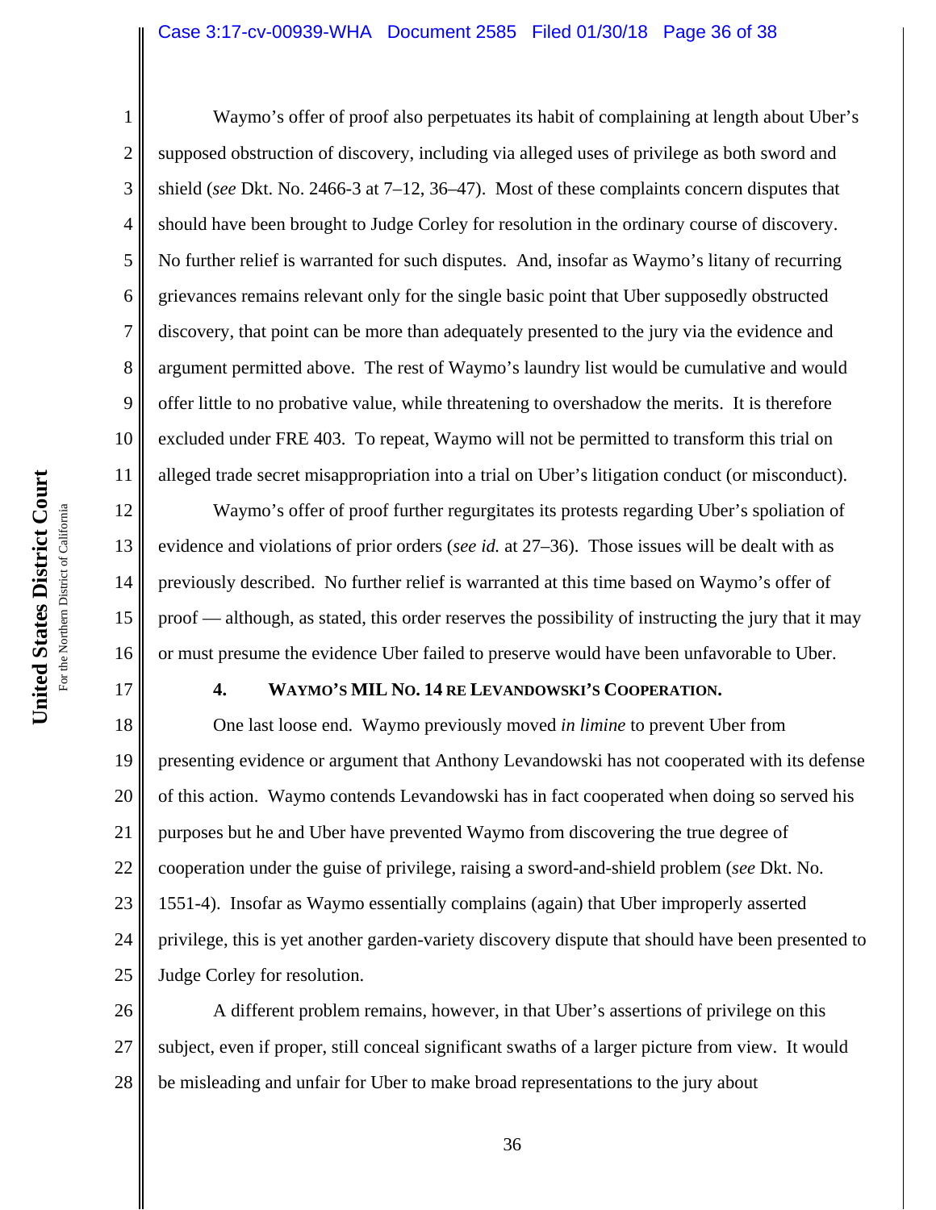Waymo's offer of proof also perpetuates its habit of complaining at length about Uber's supposed obstruction of discovery, including via alleged uses of privilege as both sword and shield (*see* Dkt. No. 2466-3 at 7–12, 36–47). Most of these complaints concern disputes that should have been brought to Judge Corley for resolution in the ordinary course of discovery. No further relief is warranted for such disputes. And, insofar as Waymo's litany of recurring grievances remains relevant only for the single basic point that Uber supposedly obstructed discovery, that point can be more than adequately presented to the jury via the evidence and argument permitted above. The rest of Waymo's laundry list would be cumulative and would offer little to no probative value, while threatening to overshadow the merits. It is therefore excluded under FRE 403. To repeat, Waymo will not be permitted to transform this trial on alleged trade secret misappropriation into a trial on Uber's litigation conduct (or misconduct).

Waymo's offer of proof further regurgitates its protests regarding Uber's spoliation of evidence and violations of prior orders (*see id.* at 27–36). Those issues will be dealt with as previously described. No further relief is warranted at this time based on Waymo's offer of proof — although, as stated, this order reserves the possibility of instructing the jury that it may or must presume the evidence Uber failed to preserve would have been unfavorable to Uber.

### 4. WAYMO'S MIL NO. 14 RE LEVANDOWSKI'S COOPERATION.

One last loose end. Waymo previously moved *in limine* to prevent Uber from presenting evidence or argument that Anthony Levandowski has not cooperated with its defense of this action. Waymo contends Levandowski has in fact cooperated when doing so served his purposes but he and Uber have prevented Waymo from discovering the true degree of cooperation under the guise of privilege, raising a sword-and-shield problem (*see* Dkt. No. 1551-4). Insofar as Waymo essentially complains (again) that Uber improperly asserted privilege, this is yet another garden-variety discovery dispute that should have been presented to Judge Corley for resolution.

A different problem remains, however, in that Uber's assertions of privilege on this subject, even if proper, still conceal significant swaths of a larger picture from view. It would be misleading and unfair for Uber to make broad representations to the jury about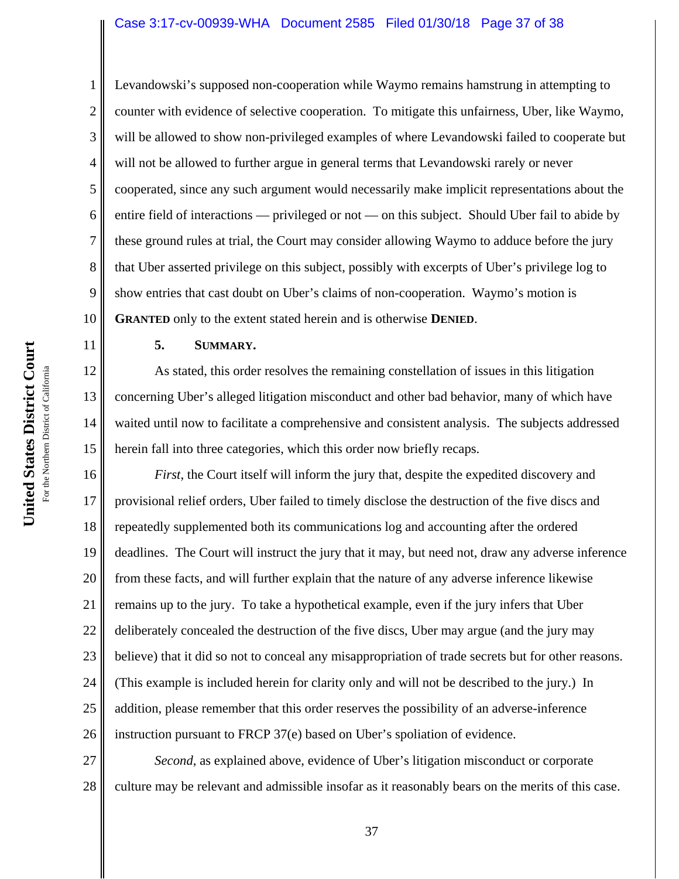Levandowski's supposed non-cooperation while Waymo remains hamstrung in attempting to counter with evidence of selective cooperation. To mitigate this unfairness, Uber, like Waymo, will be allowed to show non-privileged examples of where Levandowski failed to cooperate but will not be allowed to further argue in general terms that Levandowski rarely or never cooperated, since any such argument would necessarily make implicit representations about the entire field of interactions — privileged or not — on this subject. Should Uber fail to abide by these ground rules at trial, the Court may consider allowing Waymo to adduce before the jury that Uber asserted privilege on this subject, possibly with excerpts of Uber's privilege log to show entries that cast doubt on Uber's claims of non-cooperation. Waymo's motion is **GRANTED** only to the extent stated herein and is otherwise **DENIED**.

### 5. SUMMARY.

As stated, this order resolves the remaining constellation of issues in this litigation concerning Uber's alleged litigation misconduct and other bad behavior, many of which have waited until now to facilitate a comprehensive and consistent analysis. The subjects addressed herein fall into three categories, which this order now briefly recaps.

*First*, the Court itself will inform the jury that, despite the expedited discovery and provisional relief orders, Uber failed to timely disclose the destruction of the five discs and repeatedly supplemented both its communications log and accounting after the ordered deadlines. The Court will instruct the jury that it may, but need not, draw any adverse inference from these facts, and will further explain that the nature of any adverse inference likewise remains up to the jury. To take a hypothetical example, even if the jury infers that Uber deliberately concealed the destruction of the five discs, Uber may argue (and the jury may believe) that it did so not to conceal any misappropriation of trade secrets but for other reasons. (This example is included herein for clarity only and will not be described to the jury.) In addition, please remember that this order reserves the possibility of an adverse-inference instruction pursuant to FRCP 37(e) based on Uber's spoliation of evidence.

*Second*, as explained above, evidence of Uber's litigation misconduct or corporate culture may be relevant and admissible insofar as it reasonably bears on the merits of this case.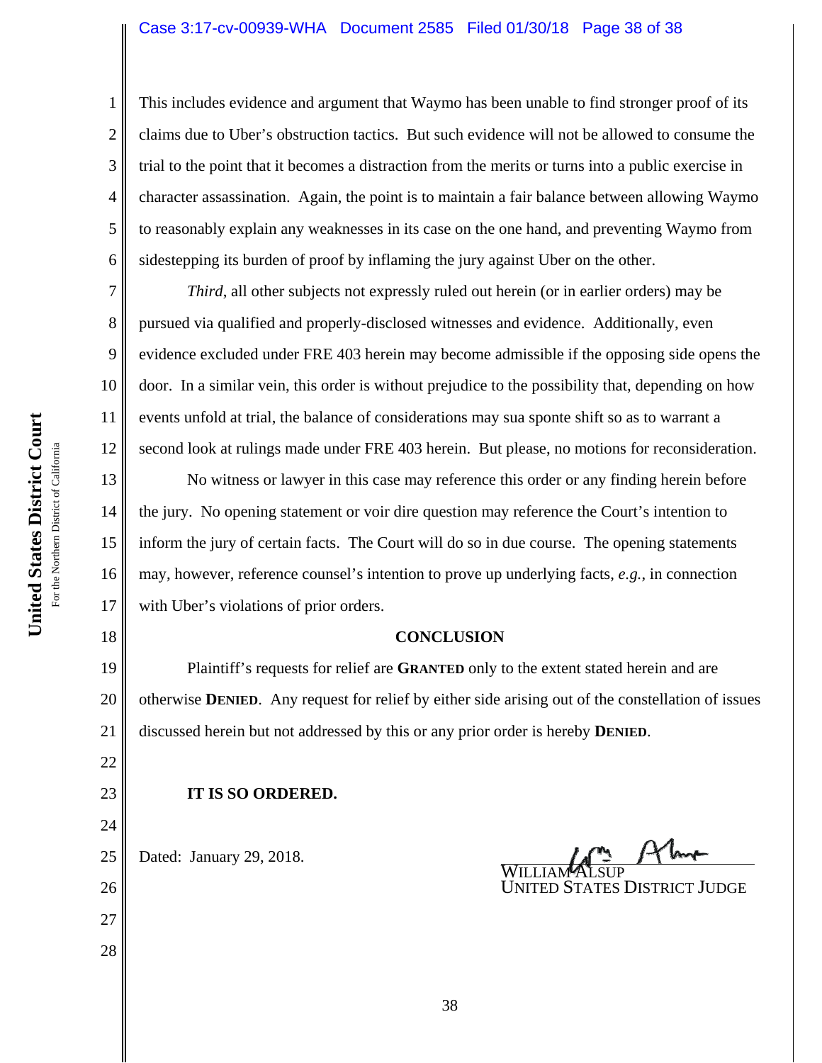This includes evidence and argument that Waymo has been unable to find stronger proof of its claims due to Uber's obstruction tactics. But such evidence will not be allowed to consume the trial to the point that it becomes a distraction from the merits or turns into a public exercise in character assassination. Again, the point is to maintain a fair balance between allowing Waymo to reasonably explain any weaknesses in its case on the one hand, and preventing Waymo from sidestepping its burden of proof by inflaming the jury against Uber on the other.

*Third*, all other subjects not expressly ruled out herein (or in earlier orders) may be pursued via qualified and properly-disclosed witnesses and evidence. Additionally, even evidence excluded under FRE 403 herein may become admissible if the opposing side opens the door. In a similar vein, this order is without prejudice to the possibility that, depending on how events unfold at trial, the balance of considerations may sua sponte shift so as to warrant a second look at rulings made under FRE 403 herein. But please, no motions for reconsideration.

No witness or lawyer in this case may reference this order or any finding herein before the jury. No opening statement or voir dire question may reference the Court's intention to inform the jury of certain facts. The Court will do so in due course. The opening statements may, however, reference counsel's intention to prove up underlying facts, *e.g.*, in connection with Uber's violations of prior orders.

## CONCLUSION

Plaintiff's requests for relief are **GRANTED** only to the extent stated herein and are otherwise **DENIED**. Any request for relief by either side arising out of the constellation of issues discussed herein but not addressed by this or any prior order is hereby **DENIED**.

**IT IS SO ORDERED.**

Dated: January 29, 2018.

WILLIAM ALSUP
UNITED STATES DISTRICT JUDGE